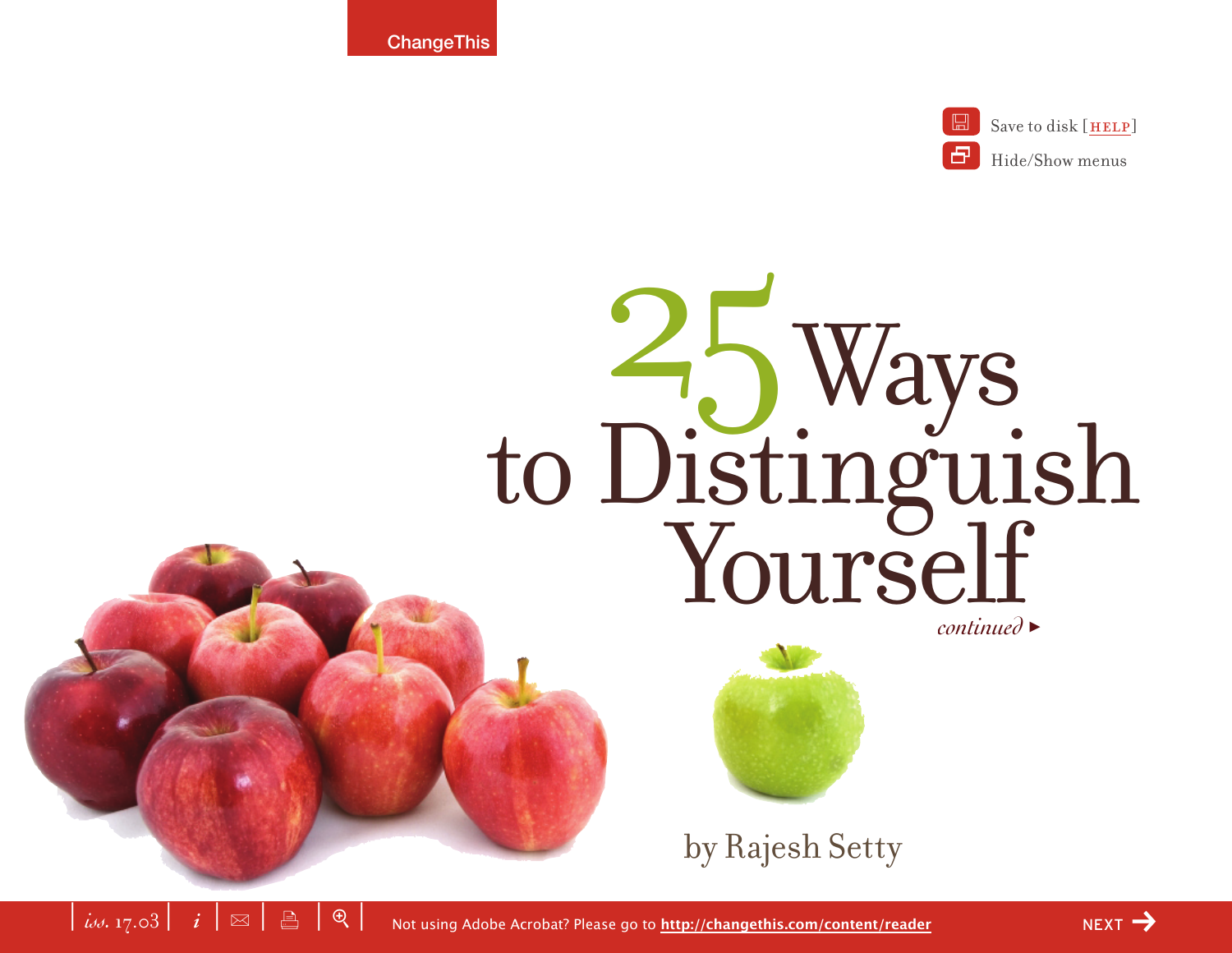ChangeThis

# 25 Ways to Distinguish Yourself

*continued* ▸

by Rajesh Setty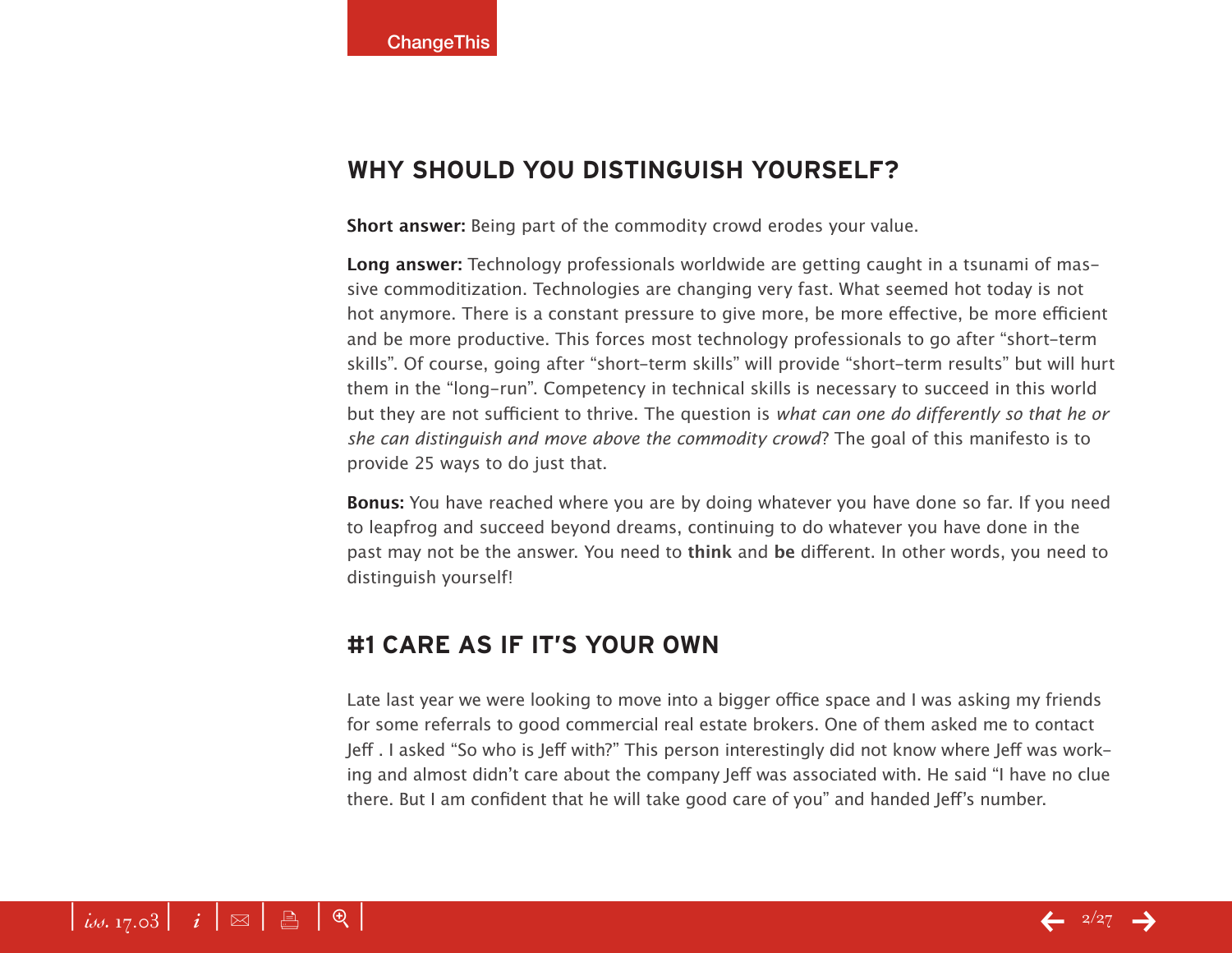## WHY SHOULD YOU DISTINGUISH YOURSELF?

**Short answer:** Being part of the commodity crowd erodes your value.

**Long answer:** Technology professionals worldwide are getting caught in a tsunami of massive commoditization. Technologies are changing very fast. What seemed hot today is not hot anymore. There is a constant pressure to give more, be more effective, be more efficient and be more productive. This forces most technology professionals to go after "short-term skills". Of course, going after "short-term skills" will provide "short-term results" but will hurt them in the "long-run". Competency in technical skills is necessary to succeed in this world but they are not sufficient to thrive. The question is *what can one do differently so that he or she can distinguish and move above the commodity crowd*? The goal of this manifesto is to provide 25 ways to do just that.

**Bonus:** You have reached where you are by doing whatever you have done so far. If you need to leapfrog and succeed beyond dreams, continuing to do whatever you have done in the past may not be the answer. You need to **think** and **be** different. In other words, you need to distinguish yourself!

## #1 CARE AS IF IT'S YOUR OWN

Late last year we were looking to move into a bigger office space and I was asking my friends for some referrals to good commercial real estate brokers. One of them asked me to contact Jeff . I asked "So who is Jeff with?" This person interestingly did not know where Jeff was working and almost didn't care about the company Jeff was associated with. He said "I have no clue there. But I am confident that he will take good care of you" and handed Jeff's number.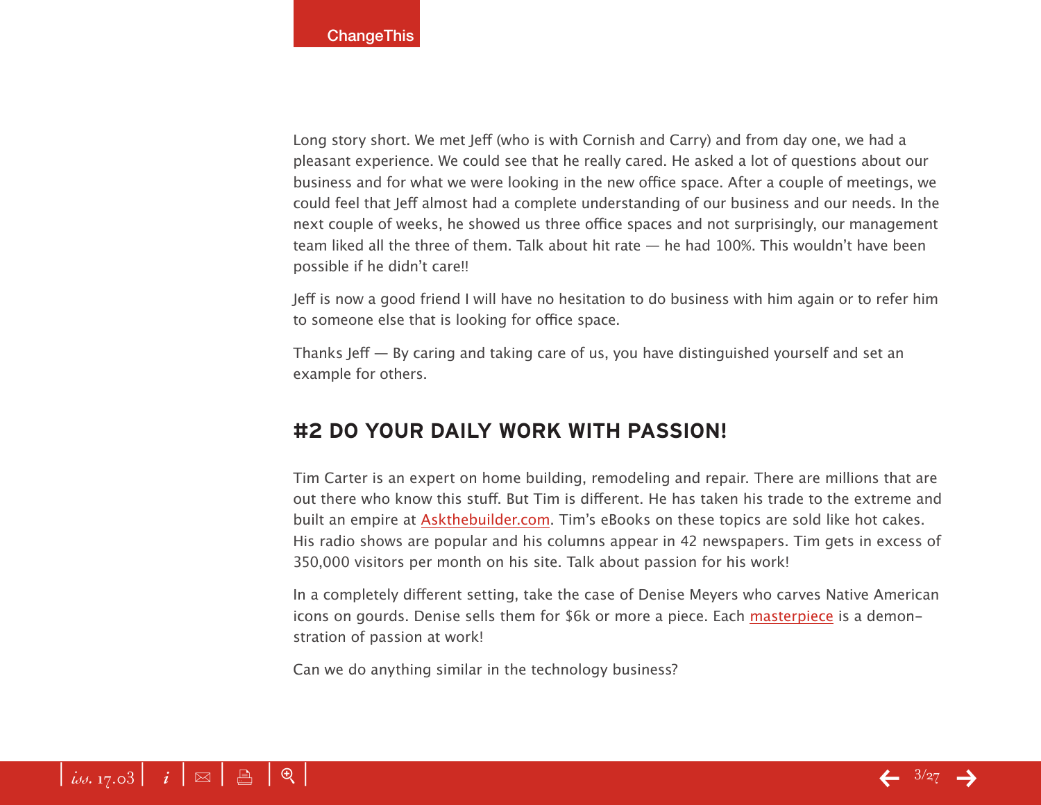Long story short. We met Jeff (who is with Cornish and Carry) and from day one, we had a pleasant experience. We could see that he really cared. He asked a lot of questions about our business and for what we were looking in the new office space. After a couple of meetings, we could feel that Jeff almost had a complete understanding of our business and our needs. In the next couple of weeks, he showed us three office spaces and not surprisingly, our management team liked all the three of them. Talk about hit rate — he had 100%. This wouldn't have been possible if he didn't care!!

Jeff is now a good friend I will have no hesitation to do business with him again or to refer him to someone else that is looking for office space.

Thanks Jeff — By caring and taking care of us, you have distinguished yourself and set an example for others.

## #2 DO YOUR DAILY WORK WITH PASSION!

Tim Carter is an expert on home building, remodeling and repair. There are millions that are out there who know this stuff. But Tim is different. He has taken his trade to the extreme and built an empire at Askthebuilder.com. Tim's eBooks on these topics are sold like hot cakes. His radio shows are popular and his columns appear in 42 newspapers. Tim gets in excess of 350,000 visitors per month on his site. Talk about passion for his work!

In a completely different setting, take the case of Denise Meyers who carves Native American icons on gourds. Denise sells them for $6k or more a piece. Each masterpiece is a demonstration of passion at work!

Can we do anything similar in the technology business?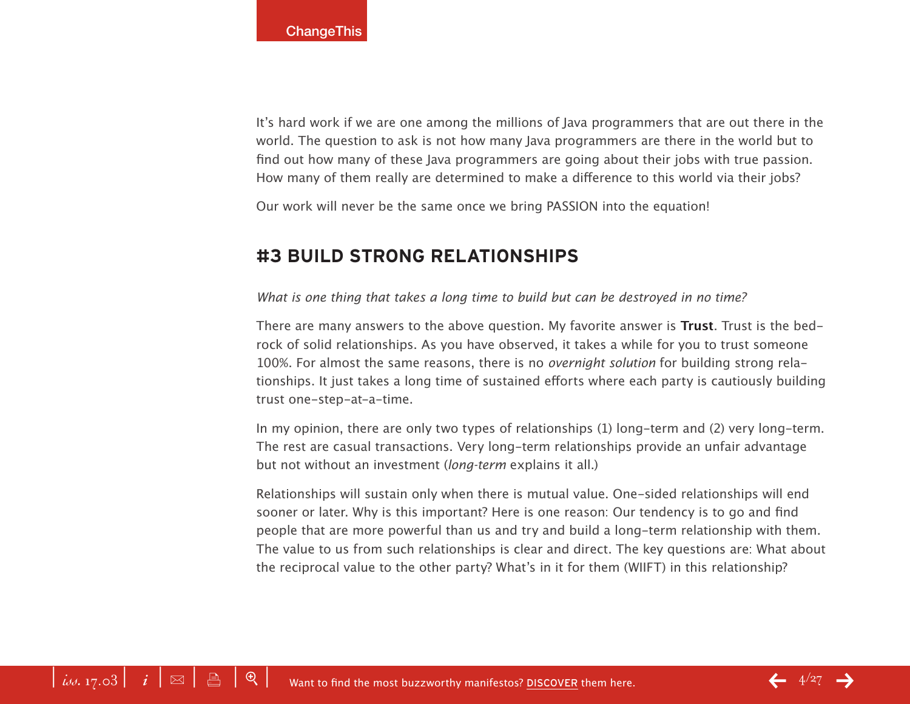It's hard work if we are one among the millions of Java programmers that are out there in the world. The question to ask is not how many Java programmers are there in the world but to find out how many of these Java programmers are going about their jobs with true passion. How many of them really are determined to make a difference to this world via their jobs?

Our work will never be the same once we bring PASSION into the equation!

## #3 BUILD STRONG RELATIONSHIPS

*What is one thing that takes a long time to build but can be destroyed in no time?*

There are many answers to the above question. My favorite answer is **Trust**. Trust is the bed-rock of solid relationships. As you have observed, it takes a while for you to trust someone 100%. For almost the same reasons, there is no *overnight solution* for building strong relationships. It just takes a long time of sustained efforts where each party is cautiously building trust one-step-at-a-time.

In my opinion, there are only two types of relationships (1) long-term and (2) very long-term. The rest are casual transactions. Very long-term relationships provide an unfair advantage but not without an investment (*long-term* explains it all.)

Relationships will sustain only when there is mutual value. One-sided relationships will end sooner or later. Why is this important? Here is one reason: Our tendency is to go and find people that are more powerful than us and try and build a long-term relationship with them. The value to us from such relationships is clear and direct. The key questions are: What about the reciprocal value to the other party? What's in it for them (WIIFT) in this relationship?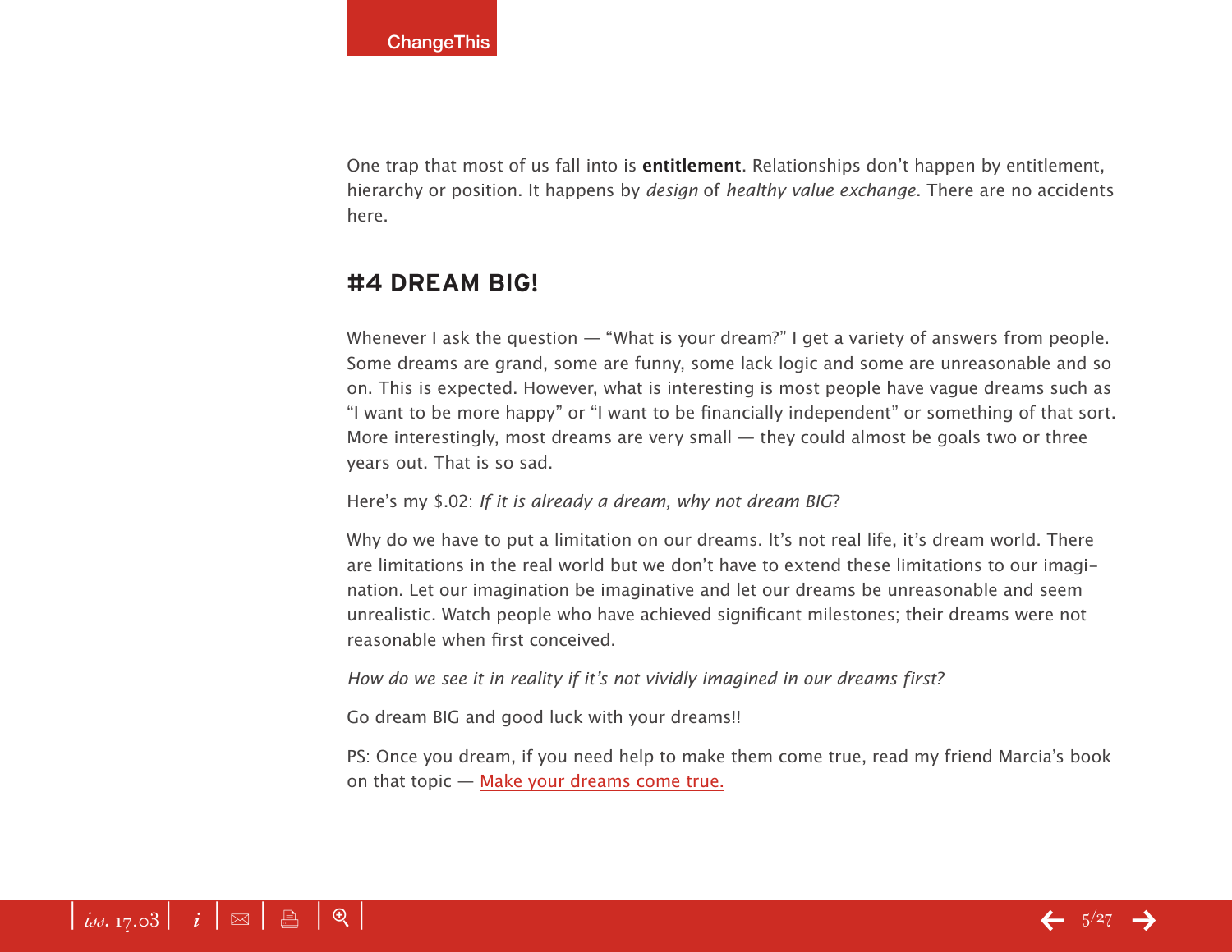One trap that most of us fall into is **entitlement**. Relationships don't happen by entitlement, hierarchy or position. It happens by *design* of *healthy value exchange*. There are no accidents here.

## #4 DREAM BIG!

Whenever I ask the question — "What is your dream?" I get a variety of answers from people. Some dreams are grand, some are funny, some lack logic and some are unreasonable and so on. This is expected. However, what is interesting is most people have vague dreams such as "I want to be more happy" or "I want to be financially independent" or something of that sort. More interestingly, most dreams are very small — they could almost be goals two or three years out. That is so sad.

Here's my $.02: *If it is already a dream, why not dream BIG*?

Why do we have to put a limitation on our dreams. It's not real life, it's dream world. There are limitations in the real world but we don't have to extend these limitations to our imagination. Let our imagination be imaginative and let our dreams be unreasonable and seem unrealistic. Watch people who have achieved significant milestones; their dreams were not reasonable when first conceived.

*How do we see it in reality if it's not vividly imagined in our dreams first?*

Go dream BIG and good luck with your dreams!!

PS: Once you dream, if you need help to make them come true, read my friend Marcia's book on that topic — Make your dreams come true.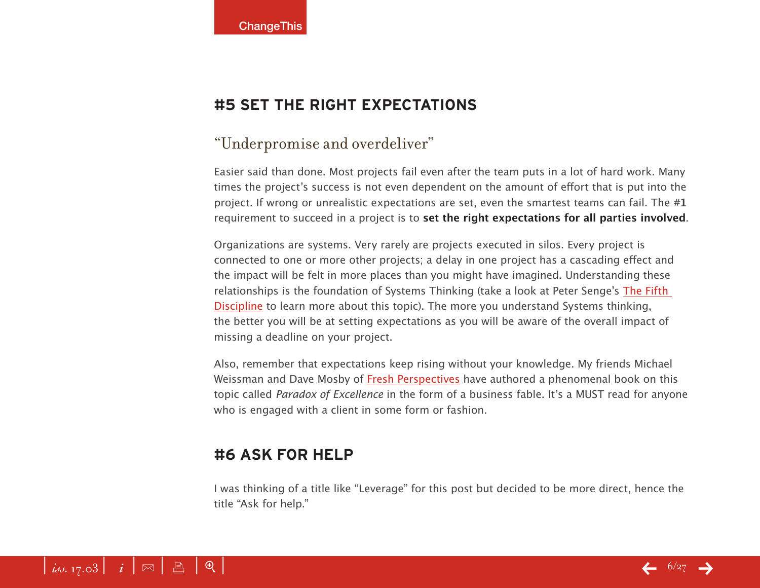## #5 SET THE RIGHT EXPECTATIONS

### "Underpromise and overdeliver"

Easier said than done. Most projects fail even after the team puts in a lot of hard work. Many times the project's success is not even dependent on the amount of effort that is put into the project. If wrong or unrealistic expectations are set, even the smartest teams can fail. The **#1** requirement to succeed in a project is to **set the right expectations for all parties involved**.

Organizations are systems. Very rarely are projects executed in silos. Every project is connected to one or more other projects; a delay in one project has a cascading effect and the impact will be felt in more places than you might have imagined. Understanding these relationships is the foundation of Systems Thinking (take a look at Peter Senge's The Fifth Discipline to learn more about this topic). The more you understand Systems thinking, the better you will be at setting expectations as you will be aware of the overall impact of missing a deadline on your project.

Also, remember that expectations keep rising without your knowledge. My friends Michael Weissman and Dave Mosby of Fresh Perspectives have authored a phenomenal book on this topic called *Paradox of Excellence* in the form of a business fable. It's a MUST read for anyone who is engaged with a client in some form or fashion.

## #6 ASK FOR HELP

I was thinking of a title like "Leverage" for this post but decided to be more direct, hence the title "Ask for help."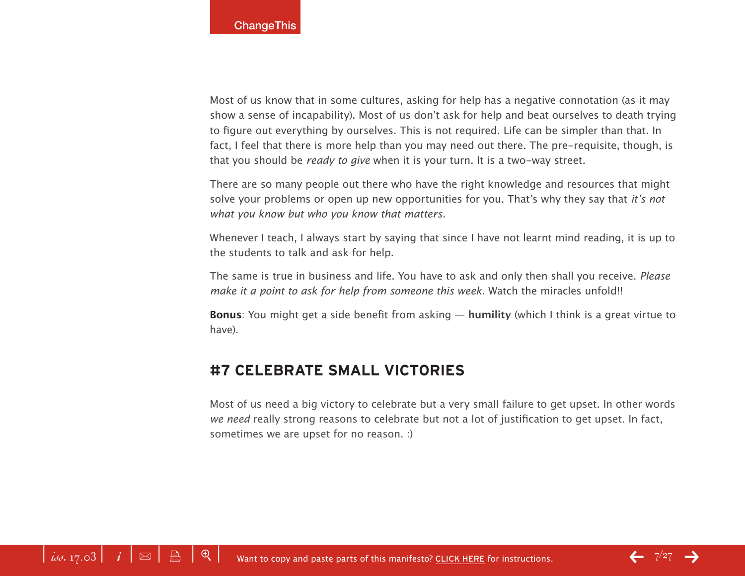Most of us know that in some cultures, asking for help has a negative connotation (as it may show a sense of incapability). Most of us don't ask for help and beat ourselves to death trying to figure out everything by ourselves. This is not required. Life can be simpler than that. In fact, I feel that there is more help than you may need out there. The pre-requisite, though, is that you should be *ready to give* when it is your turn. It is a two-way street.

There are so many people out there who have the right knowledge and resources that might solve your problems or open up new opportunities for you. That's why they say that *it's not what you know but who you know that matters.*

Whenever I teach, I always start by saying that since I have not learnt mind reading, it is up to the students to talk and ask for help.

The same is true in business and life. You have to ask and only then shall you receive. *Please make it a point to ask for help from someone this week*. Watch the miracles unfold!!

**Bonus**: You might get a side benefit from asking — **humility** (which I think is a great virtue to have).

## #7 CELEBRATE SMALL VICTORIES

Most of us need a big victory to celebrate but a very small failure to get upset. In other words *we need* really strong reasons to celebrate but not a lot of justification to get upset. In fact, sometimes we are upset for no reason. :)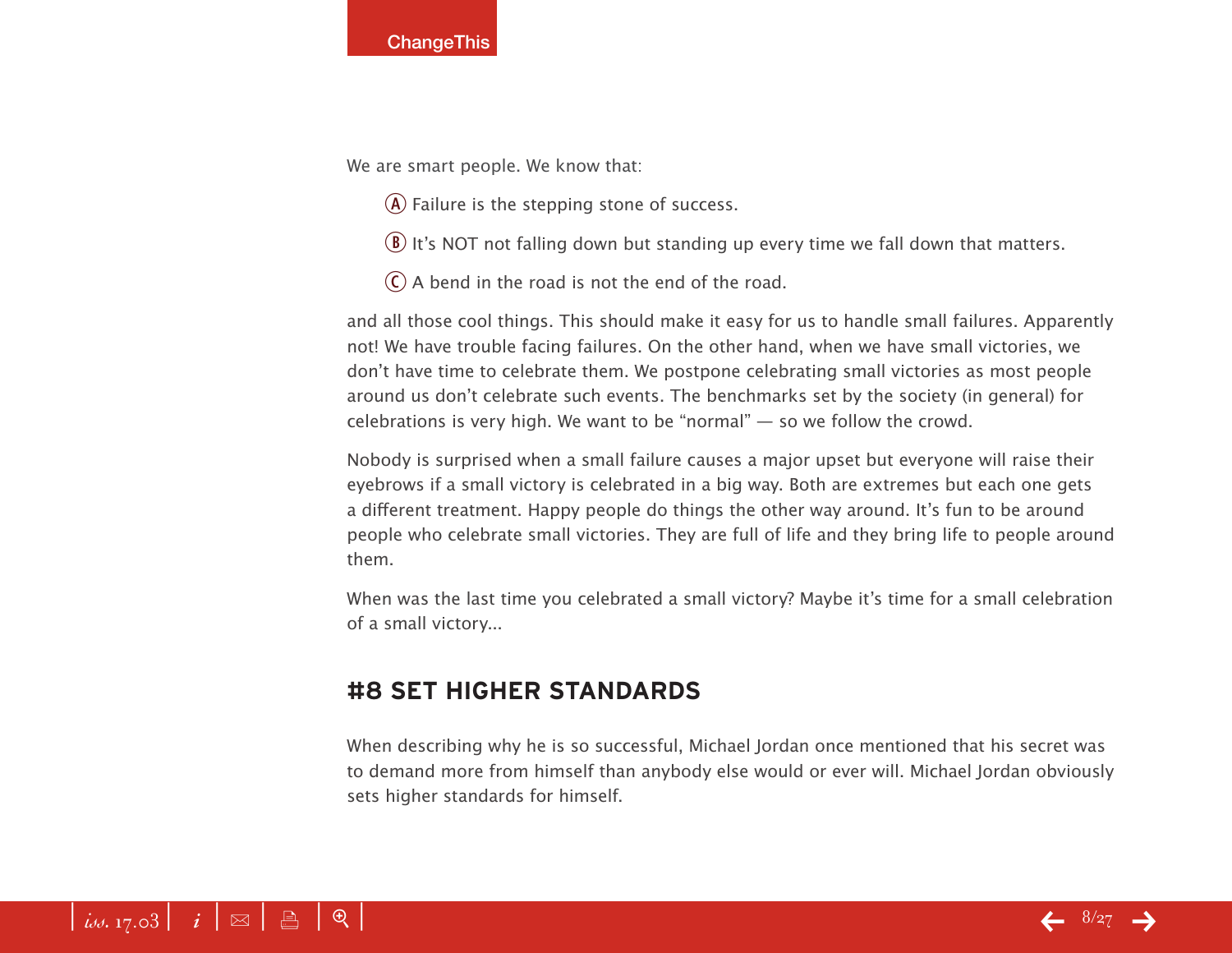We are smart people. We know that:

- (A) Failure is the stepping stone of success.
- (B) It's NOT not falling down but standing up every time we fall down that matters.
- (C) A bend in the road is not the end of the road.

and all those cool things. This should make it easy for us to handle small failures. Apparently not! We have trouble facing failures. On the other hand, when we have small victories, we don't have time to celebrate them. We postpone celebrating small victories as most people around us don't celebrate such events. The benchmarks set by the society (in general) for celebrations is very high. We want to be "normal" — so we follow the crowd.

Nobody is surprised when a small failure causes a major upset but everyone will raise their eyebrows if a small victory is celebrated in a big way. Both are extremes but each one gets a different treatment. Happy people do things the other way around. It's fun to be around people who celebrate small victories. They are full of life and they bring life to people around them.

When was the last time you celebrated a small victory? Maybe it's time for a small celebration of a small victory...

## #8 SET HIGHER STANDARDS

When describing why he is so successful, Michael Jordan once mentioned that his secret was to demand more from himself than anybody else would or ever will. Michael Jordan obviously sets higher standards for himself.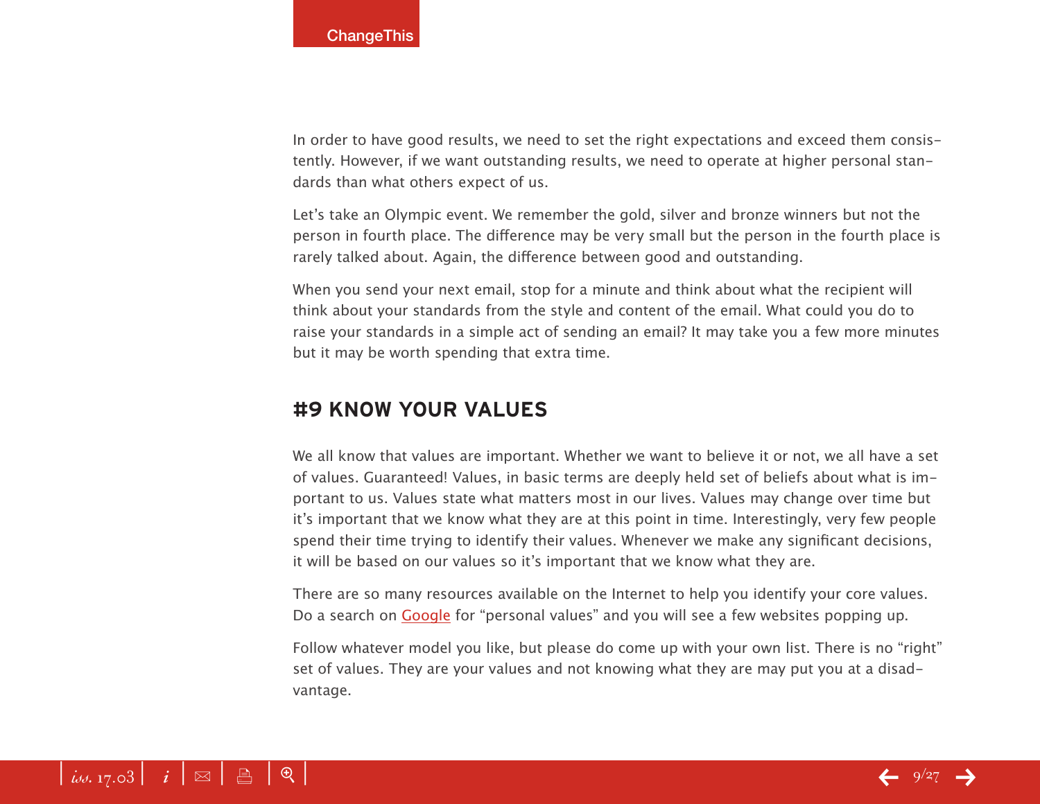In order to have good results, we need to set the right expectations and exceed them consistently. However, if we want outstanding results, we need to operate at higher personal standards than what others expect of us.

Let's take an Olympic event. We remember the gold, silver and bronze winners but not the person in fourth place. The difference may be very small but the person in the fourth place is rarely talked about. Again, the difference between good and outstanding.

When you send your next email, stop for a minute and think about what the recipient will think about your standards from the style and content of the email. What could you do to raise your standards in a simple act of sending an email? It may take you a few more minutes but it may be worth spending that extra time.

## #9 KNOW YOUR VALUES

We all know that values are important. Whether we want to believe it or not, we all have a set of values. Guaranteed! Values, in basic terms are deeply held set of beliefs about what is important to us. Values state what matters most in our lives. Values may change over time but it's important that we know what they are at this point in time. Interestingly, very few people spend their time trying to identify their values. Whenever we make any significant decisions, it will be based on our values so it's important that we know what they are.

There are so many resources available on the Internet to help you identify your core values. Do a search on Google for "personal values" and you will see a few websites popping up.

Follow whatever model you like, but please do come up with your own list. There is no "right" set of values. They are your values and not knowing what they are may put you at a disadvantage.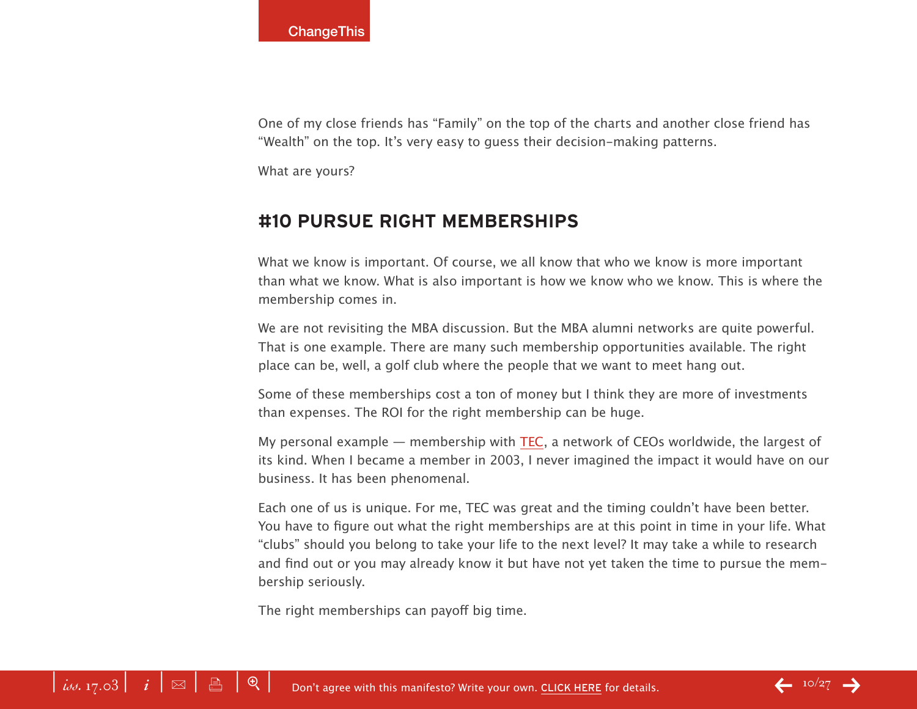One of my close friends has “Family” on the top of the charts and another close friend has “Wealth” on the top. It’s very easy to guess their decision-making patterns.

What are yours?

## #10 PURSUE RIGHT MEMBERSHIPS

What we know is important. Of course, we all know that who we know is more important than what we know. What is also important is how we know who we know. This is where the membership comes in.

We are not revisiting the MBA discussion. But the MBA alumni networks are quite powerful. That is one example. There are many such membership opportunities available. The right place can be, well, a golf club where the people that we want to meet hang out.

Some of these memberships cost a ton of money but I think they are more of investments than expenses. The ROI for the right membership can be huge.

My personal example — membership with TEC, a network of CEOs worldwide, the largest of its kind. When I became a member in 2003, I never imagined the impact it would have on our business. It has been phenomenal.

Each one of us is unique. For me, TEC was great and the timing couldn’t have been better. You have to figure out what the right memberships are at this point in time in your life. What “clubs” should you belong to take your life to the next level? It may take a while to research and find out or you may already know it but have not yet taken the time to pursue the membership seriously.

The right memberships can payoff big time.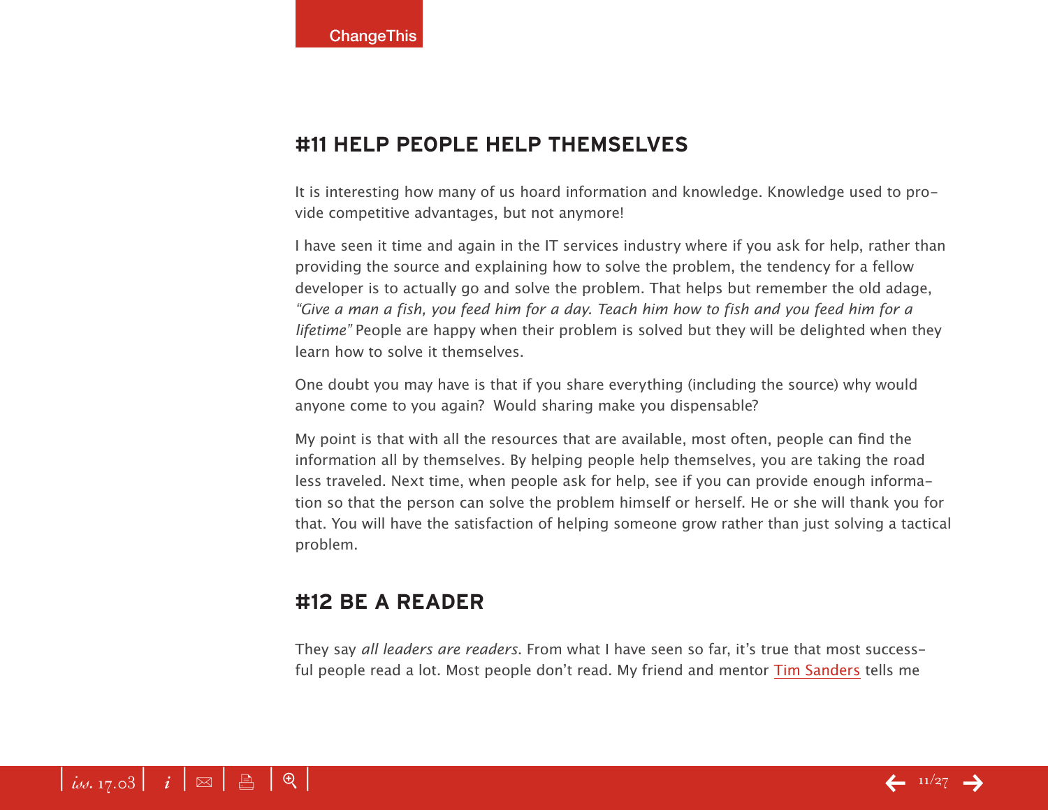## #11 HELP PEOPLE HELP THEMSELVES

It is interesting how many of us hoard information and knowledge. Knowledge used to provide competitive advantages, but not anymore!

I have seen it time and again in the IT services industry where if you ask for help, rather than providing the source and explaining how to solve the problem, the tendency for a fellow developer is to actually go and solve the problem. That helps but remember the old adage, *"Give a man a fish, you feed him for a day. Teach him how to fish and you feed him for a lifetime"* People are happy when their problem is solved but they will be delighted when they learn how to solve it themselves.

One doubt you may have is that if you share everything (including the source) why would anyone come to you again?  Would sharing make you dispensable?

My point is that with all the resources that are available, most often, people can find the information all by themselves. By helping people help themselves, you are taking the road less traveled. Next time, when people ask for help, see if you can provide enough information so that the person can solve the problem himself or herself. He or she will thank you for that. You will have the satisfaction of helping someone grow rather than just solving a tactical problem.

## #12 BE A READER

They say *all leaders are readers*. From what I have seen so far, it's true that most successful people read a lot. Most people don't read. My friend and mentor Tim Sanders tells me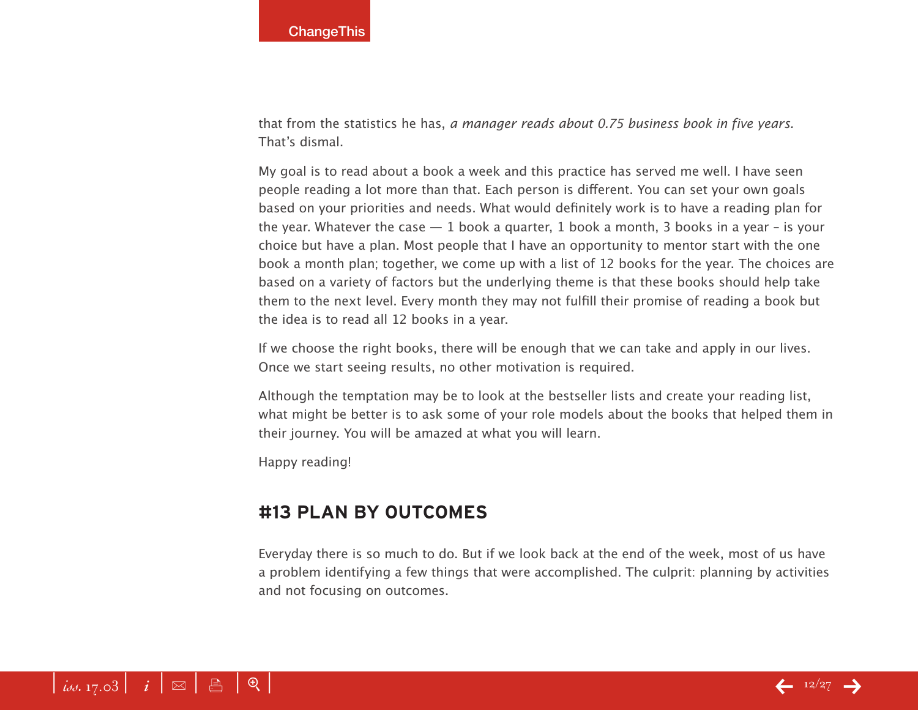that from the statistics he has, *a manager reads about 0.75 business book in five years.* That's dismal.

My goal is to read about a book a week and this practice has served me well. I have seen people reading a lot more than that. Each person is different. You can set your own goals based on your priorities and needs. What would definitely work is to have a reading plan for the year. Whatever the case — 1 book a quarter, 1 book a month, 3 books in a year – is your choice but have a plan. Most people that I have an opportunity to mentor start with the one book a month plan; together, we come up with a list of 12 books for the year. The choices are based on a variety of factors but the underlying theme is that these books should help take them to the next level. Every month they may not fulfill their promise of reading a book but the idea is to read all 12 books in a year.

If we choose the right books, there will be enough that we can take and apply in our lives. Once we start seeing results, no other motivation is required.

Although the temptation may be to look at the bestseller lists and create your reading list, what might be better is to ask some of your role models about the books that helped them in their journey. You will be amazed at what you will learn.

Happy reading!

## #13 PLAN BY OUTCOMES

Everyday there is so much to do. But if we look back at the end of the week, most of us have a problem identifying a few things that were accomplished. The culprit: planning by activities and not focusing on outcomes.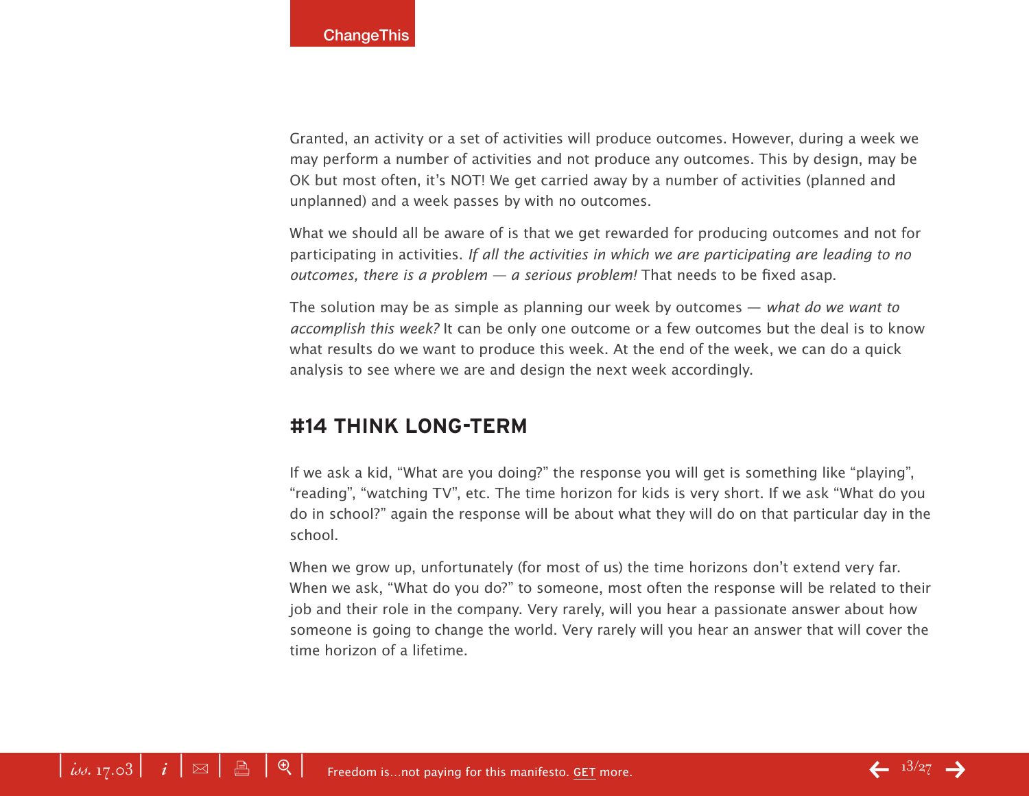Granted, an activity or a set of activities will produce outcomes. However, during a week we may perform a number of activities and not produce any outcomes. This by design, may be OK but most often, it's NOT! We get carried away by a number of activities (planned and unplanned) and a week passes by with no outcomes.

What we should all be aware of is that we get rewarded for producing outcomes and not for participating in activities. *If all the activities in which we are participating are leading to no outcomes, there is a problem — a serious problem!* That needs to be fixed asap.

The solution may be as simple as planning our week by outcomes — *what do we want to accomplish this week?* It can be only one outcome or a few outcomes but the deal is to know what results do we want to produce this week. At the end of the week, we can do a quick analysis to see where we are and design the next week accordingly.

## #14 THINK LONG-TERM

If we ask a kid, "What are you doing?" the response you will get is something like "playing", "reading", "watching TV", etc. The time horizon for kids is very short. If we ask "What do you do in school?" again the response will be about what they will do on that particular day in the school.

When we grow up, unfortunately (for most of us) the time horizons don't extend very far. When we ask, "What do you do?" to someone, most often the response will be related to their job and their role in the company. Very rarely, will you hear a passionate answer about how someone is going to change the world. Very rarely will you hear an answer that will cover the time horizon of a lifetime.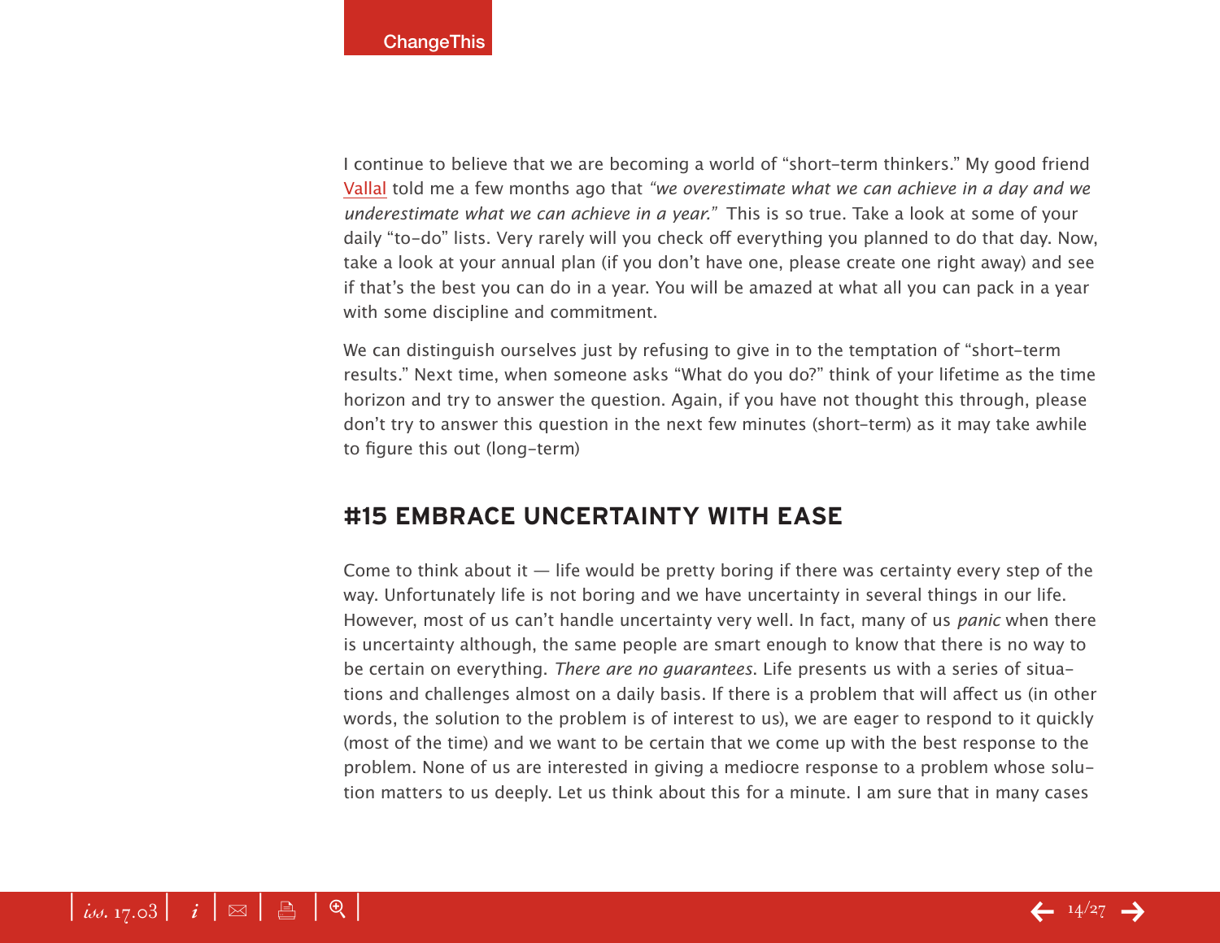I continue to believe that we are becoming a world of "short-term thinkers." My good friend Vallal told me a few months ago that *"we overestimate what we can achieve in a day and we underestimate what we can achieve in a year."* This is so true. Take a look at some of your daily "to-do" lists. Very rarely will you check off everything you planned to do that day. Now, take a look at your annual plan (if you don't have one, please create one right away) and see if that's the best you can do in a year. You will be amazed at what all you can pack in a year with some discipline and commitment.

We can distinguish ourselves just by refusing to give in to the temptation of "short-term results." Next time, when someone asks "What do you do?" think of your lifetime as the time horizon and try to answer the question. Again, if you have not thought this through, please don't try to answer this question in the next few minutes (short-term) as it may take awhile to figure this out (long-term)

## #15 EMBRACE UNCERTAINTY WITH EASE

Come to think about it — life would be pretty boring if there was certainty every step of the way. Unfortunately life is not boring and we have uncertainty in several things in our life. However, most of us can't handle uncertainty very well. In fact, many of us *panic* when there is uncertainty although, the same people are smart enough to know that there is no way to be certain on everything. *There are no guarantees*. Life presents us with a series of situations and challenges almost on a daily basis. If there is a problem that will affect us (in other words, the solution to the problem is of interest to us), we are eager to respond to it quickly (most of the time) and we want to be certain that we come up with the best response to the problem. None of us are interested in giving a mediocre response to a problem whose solution matters to us deeply. Let us think about this for a minute. I am sure that in many cases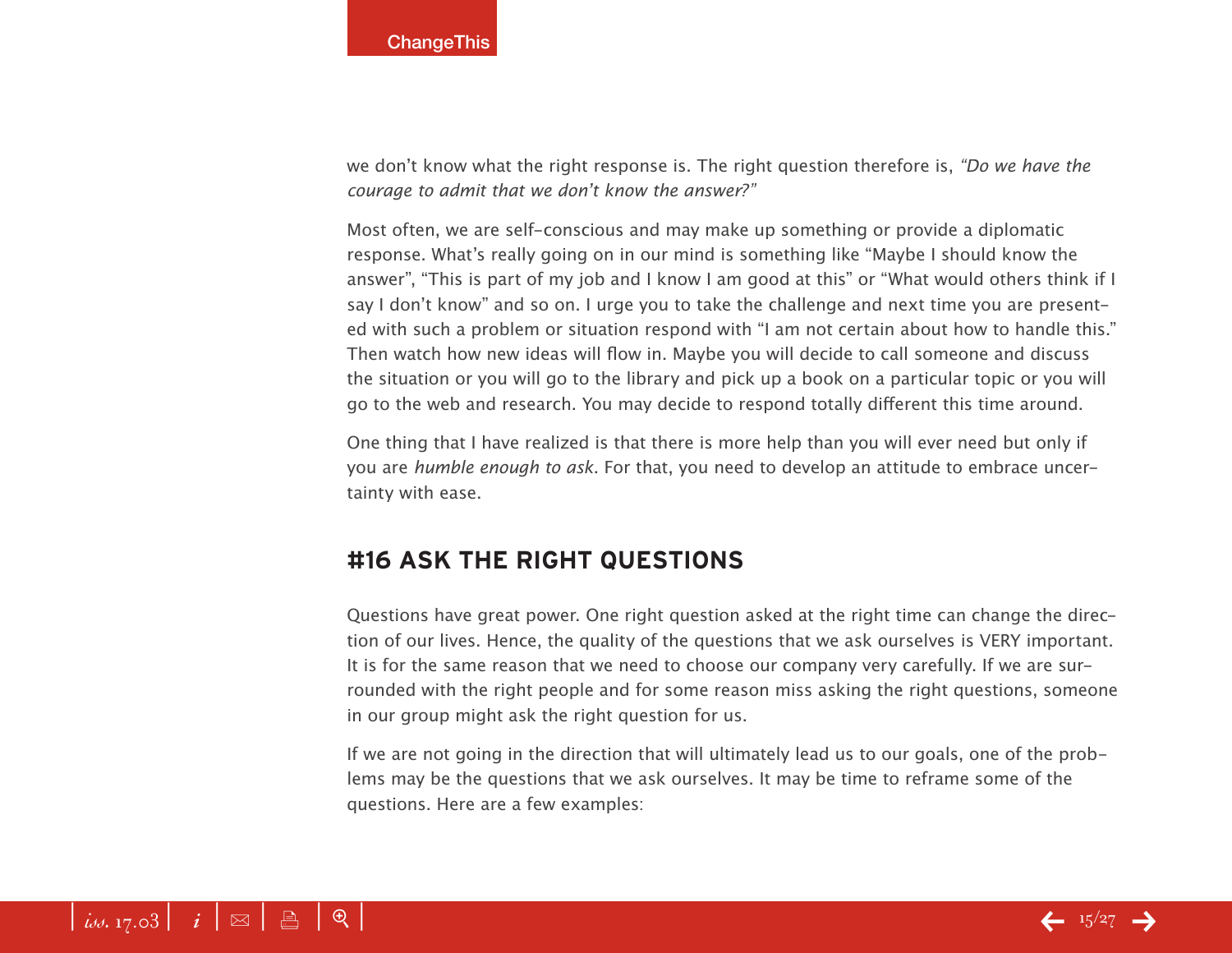we don't know what the right response is. The right question therefore is, *"Do we have the courage to admit that we don't know the answer?"*

Most often, we are self-conscious and may make up something or provide a diplomatic response. What's really going on in our mind is something like "Maybe I should know the answer", "This is part of my job and I know I am good at this" or "What would others think if I say I don't know" and so on. I urge you to take the challenge and next time you are presented with such a problem or situation respond with "I am not certain about how to handle this." Then watch how new ideas will flow in. Maybe you will decide to call someone and discuss the situation or you will go to the library and pick up a book on a particular topic or you will go to the web and research. You may decide to respond totally different this time around.

One thing that I have realized is that there is more help than you will ever need but only if you are *humble enough to ask*. For that, you need to develop an attitude to embrace uncertainty with ease.

## #16 ASK THE RIGHT QUESTIONS

Questions have great power. One right question asked at the right time can change the direction of our lives. Hence, the quality of the questions that we ask ourselves is VERY important. It is for the same reason that we need to choose our company very carefully. If we are surrounded with the right people and for some reason miss asking the right questions, someone in our group might ask the right question for us.

If we are not going in the direction that will ultimately lead us to our goals, one of the problems may be the questions that we ask ourselves. It may be time to reframe some of the questions. Here are a few examples: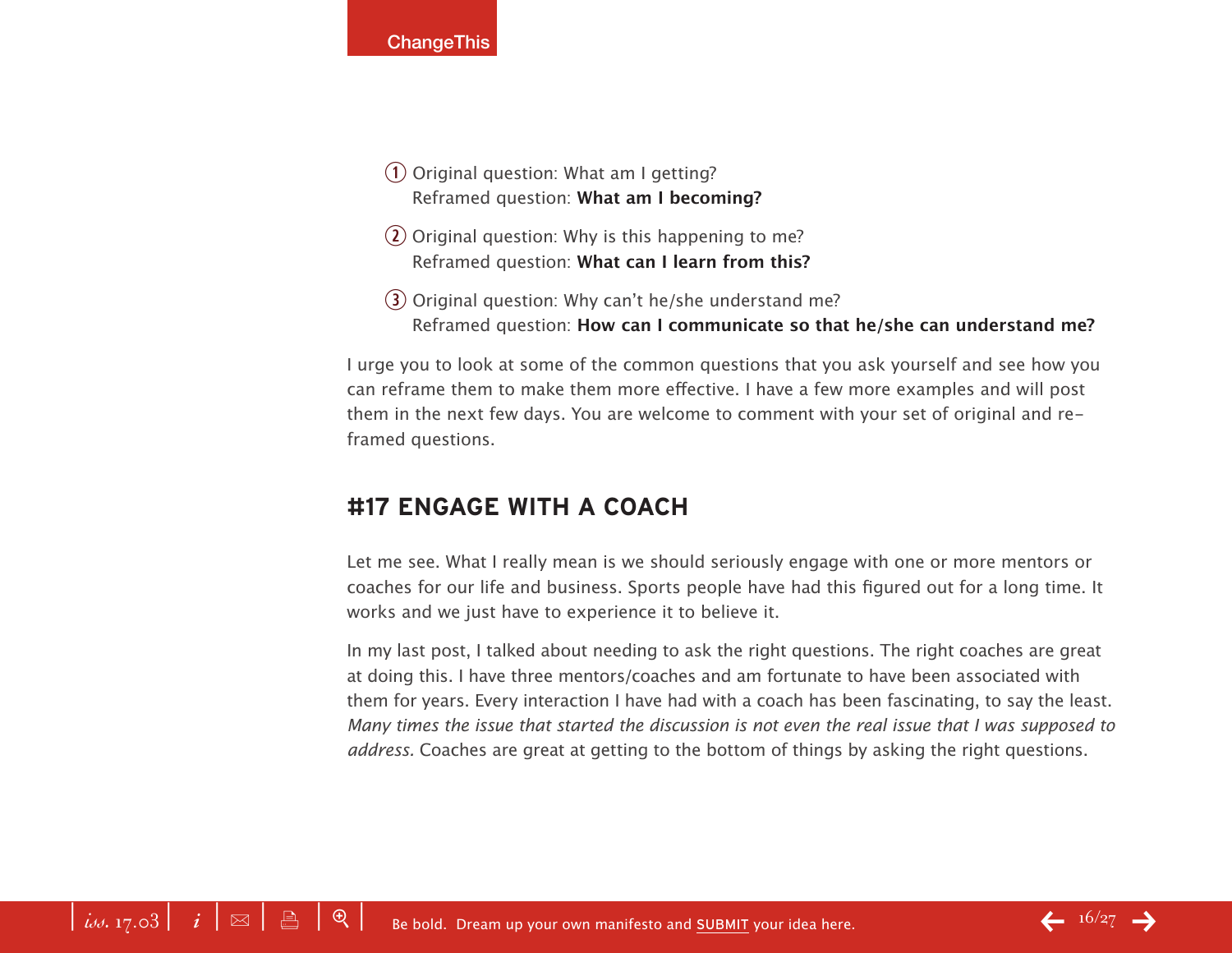1. Original question: What am I getting?
   Reframed question: **What am I becoming?**

2. Original question: Why is this happening to me?
   Reframed question: **What can I learn from this?**

3. Original question: Why can't he/she understand me?
   Reframed question: **How can I communicate so that he/she can understand me?**

I urge you to look at some of the common questions that you ask yourself and see how you can reframe them to make them more effective. I have a few more examples and will post them in the next few days. You are welcome to comment with your set of original and re-framed questions.

## #17 ENGAGE WITH A COACH

Let me see. What I really mean is we should seriously engage with one or more mentors or coaches for our life and business. Sports people have had this figured out for a long time. It works and we just have to experience it to believe it.

In my last post, I talked about needing to ask the right questions. The right coaches are great at doing this. I have three mentors/coaches and am fortunate to have been associated with them for years. Every interaction I have had with a coach has been fascinating, to say the least. *Many times the issue that started the discussion is not even the real issue that I was supposed to address.* Coaches are great at getting to the bottom of things by asking the right questions.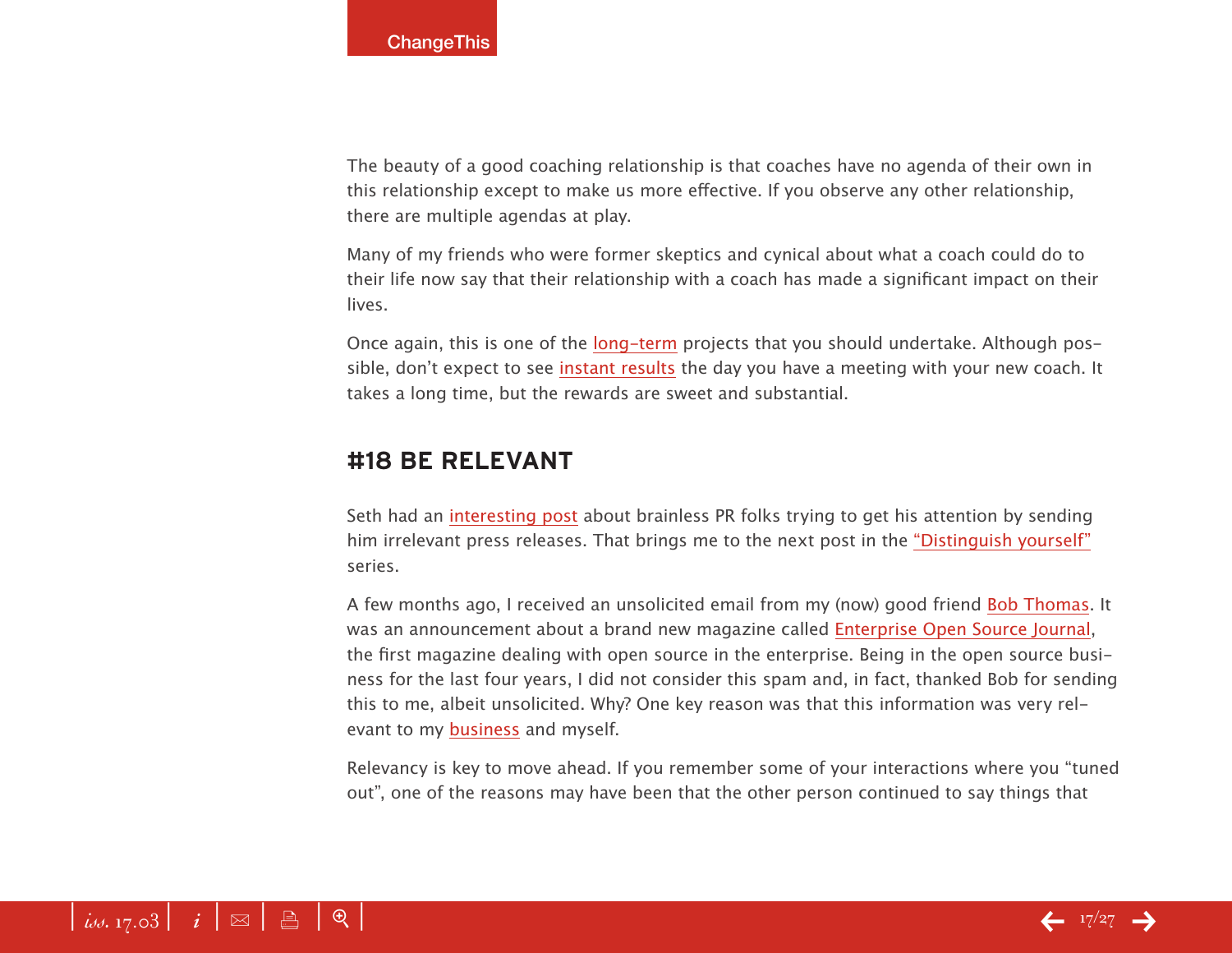The beauty of a good coaching relationship is that coaches have no agenda of their own in this relationship except to make us more effective. If you observe any other relationship, there are multiple agendas at play.

Many of my friends who were former skeptics and cynical about what a coach could do to their life now say that their relationship with a coach has made a significant impact on their lives.

Once again, this is one of the long-term projects that you should undertake. Although possible, don't expect to see instant results the day you have a meeting with your new coach. It takes a long time, but the rewards are sweet and substantial.

## #18 BE RELEVANT

Seth had an interesting post about brainless PR folks trying to get his attention by sending him irrelevant press releases. That brings me to the next post in the "Distinguish yourself" series.

A few months ago, I received an unsolicited email from my (now) good friend Bob Thomas. It was an announcement about a brand new magazine called Enterprise Open Source Journal, the first magazine dealing with open source in the enterprise. Being in the open source business for the last four years, I did not consider this spam and, in fact, thanked Bob for sending this to me, albeit unsolicited. Why? One key reason was that this information was very relevant to my business and myself.

Relevancy is key to move ahead. If you remember some of your interactions where you "tuned out", one of the reasons may have been that the other person continued to say things that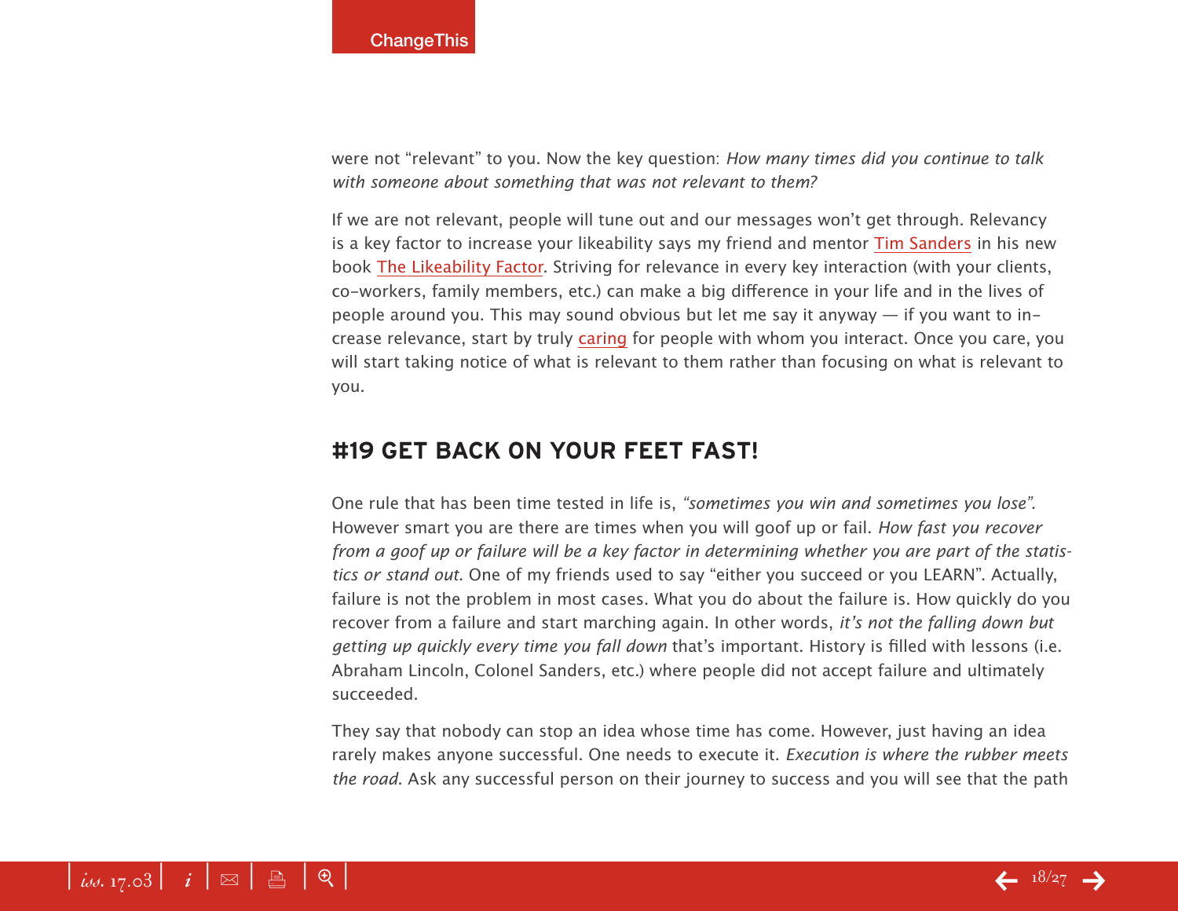were not "relevant" to you. Now the key question: *How many times did you continue to talk with someone about something that was not relevant to them?*

If we are not relevant, people will tune out and our messages won't get through. Relevancy is a key factor to increase your likeability says my friend and mentor Tim Sanders in his new book The Likeability Factor. Striving for relevance in every key interaction (with your clients, co-workers, family members, etc.) can make a big difference in your life and in the lives of people around you. This may sound obvious but let me say it anyway — if you want to increase relevance, start by truly caring for people with whom you interact. Once you care, you will start taking notice of what is relevant to them rather than focusing on what is relevant to you.

## #19 GET BACK ON YOUR FEET FAST!

One rule that has been time tested in life is, *"sometimes you win and sometimes you lose".* However smart you are there are times when you will goof up or fail. *How fast you recover from a goof up or failure will be a key factor in determining whether you are part of the statistics or stand out.* One of my friends used to say "either you succeed or you LEARN". Actually, failure is not the problem in most cases. What you do about the failure is. How quickly do you recover from a failure and start marching again. In other words, *it's not the falling down but getting up quickly every time you fall down* that's important. History is filled with lessons (i.e. Abraham Lincoln, Colonel Sanders, etc.) where people did not accept failure and ultimately succeeded.

They say that nobody can stop an idea whose time has come. However, just having an idea rarely makes anyone successful. One needs to execute it. *Execution is where the rubber meets the road.* Ask any successful person on their journey to success and you will see that the path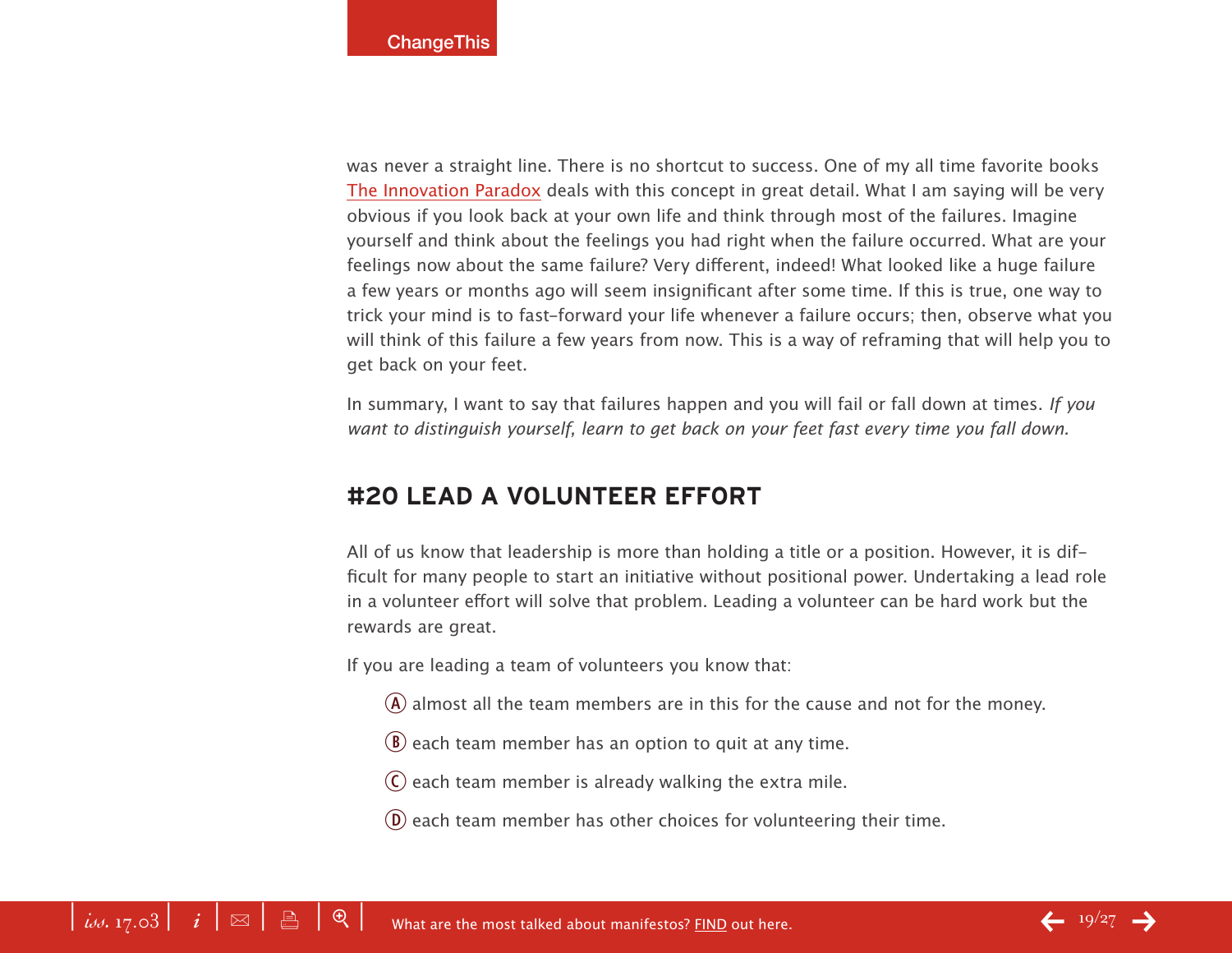was never a straight line. There is no shortcut to success. One of my all time favorite books The Innovation Paradox deals with this concept in great detail. What I am saying will be very obvious if you look back at your own life and think through most of the failures. Imagine yourself and think about the feelings you had right when the failure occurred. What are your feelings now about the same failure? Very different, indeed! What looked like a huge failure a few years or months ago will seem insignificant after some time. If this is true, one way to trick your mind is to fast-forward your life whenever a failure occurs; then, observe what you will think of this failure a few years from now. This is a way of reframing that will help you to get back on your feet.

In summary, I want to say that failures happen and you will fail or fall down at times. *If you want to distinguish yourself, learn to get back on your feet fast every time you fall down.*

## #20 LEAD A VOLUNTEER EFFORT

All of us know that leadership is more than holding a title or a position. However, it is difficult for many people to start an initiative without positional power. Undertaking a lead role in a volunteer effort will solve that problem. Leading a volunteer can be hard work but the rewards are great.

If you are leading a team of volunteers you know that:

- (A) almost all the team members are in this for the cause and not for the money.
- (B) each team member has an option to quit at any time.
- (C) each team member is already walking the extra mile.
- (D) each team member has other choices for volunteering their time.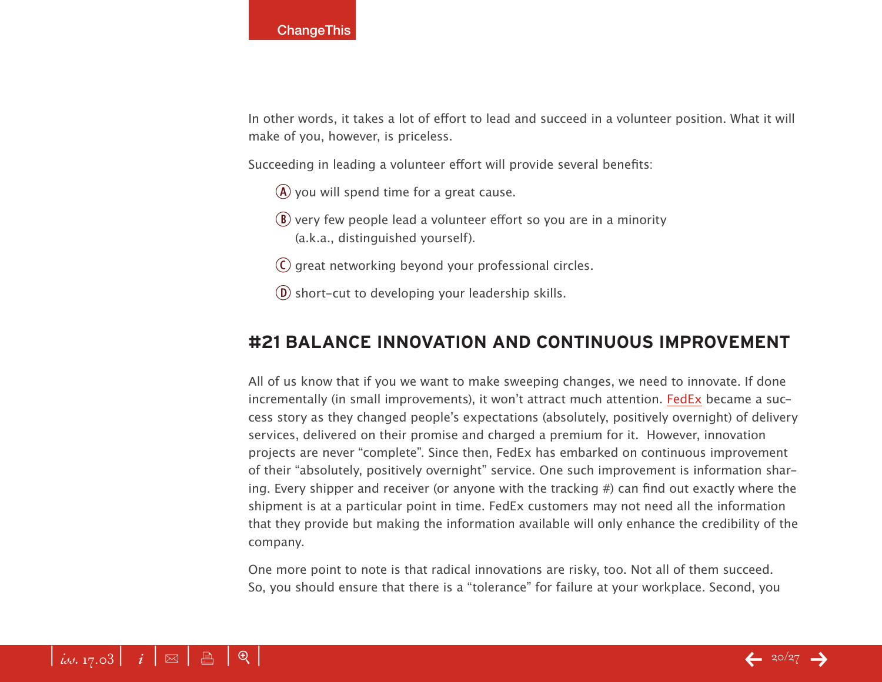In other words, it takes a lot of effort to lead and succeed in a volunteer position. What it will make of you, however, is priceless.

Succeeding in leading a volunteer effort will provide several benefits:

- (A) you will spend time for a great cause.
- (B) very few people lead a volunteer effort so you are in a minority (a.k.a., distinguished yourself).
- (C) great networking beyond your professional circles.
- (D) short-cut to developing your leadership skills.

## #21 BALANCE INNOVATION AND CONTINUOUS IMPROVEMENT

All of us know that if you we want to make sweeping changes, we need to innovate. If done incrementally (in small improvements), it won't attract much attention. FedEx became a success story as they changed people's expectations (absolutely, positively overnight) of delivery services, delivered on their promise and charged a premium for it. However, innovation projects are never "complete". Since then, FedEx has embarked on continuous improvement of their "absolutely, positively overnight" service. One such improvement is information sharing. Every shipper and receiver (or anyone with the tracking #) can find out exactly where the shipment is at a particular point in time. FedEx customers may not need all the information that they provide but making the information available will only enhance the credibility of the company.

One more point to note is that radical innovations are risky, too. Not all of them succeed. So, you should ensure that there is a "tolerance" for failure at your workplace. Second, you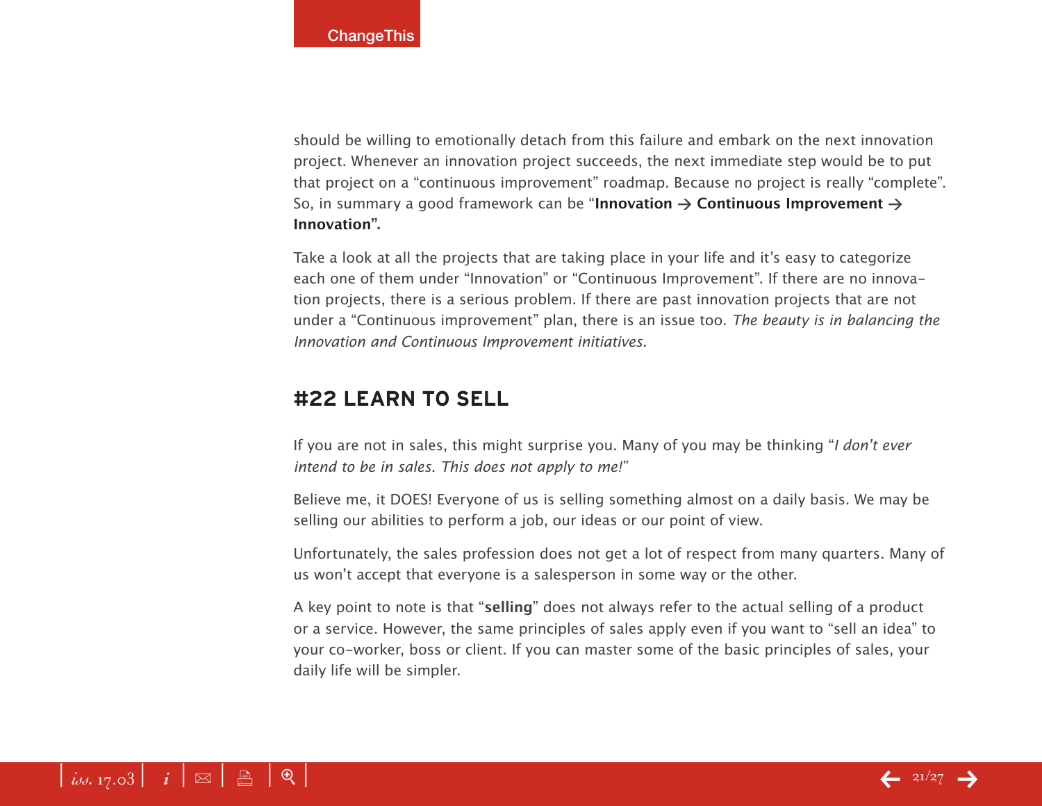should be willing to emotionally detach from this failure and embark on the next innovation project. Whenever an innovation project succeeds, the next immediate step would be to put that project on a "continuous improvement" roadmap. Because no project is really "complete". So, in summary a good framework can be "**Innovation → Continuous Improvement → Innovation".**

Take a look at all the projects that are taking place in your life and it's easy to categorize each one of them under "Innovation" or "Continuous Improvement". If there are no innovation projects, there is a serious problem. If there are past innovation projects that are not under a "Continuous improvement" plan, there is an issue too. *The beauty is in balancing the Innovation and Continuous Improvement initiatives.*

## #22 LEARN TO SELL

If you are not in sales, this might surprise you. Many of you may be thinking "*I don't ever intend to be in sales. This does not apply to me!*"

Believe me, it DOES! Everyone of us is selling something almost on a daily basis. We may be selling our abilities to perform a job, our ideas or our point of view.

Unfortunately, the sales profession does not get a lot of respect from many quarters. Many of us won't accept that everyone is a salesperson in some way or the other.

A key point to note is that "**selling**" does not always refer to the actual selling of a product or a service. However, the same principles of sales apply even if you want to "sell an idea" to your co-worker, boss or client. If you can master some of the basic principles of sales, your daily life will be simpler.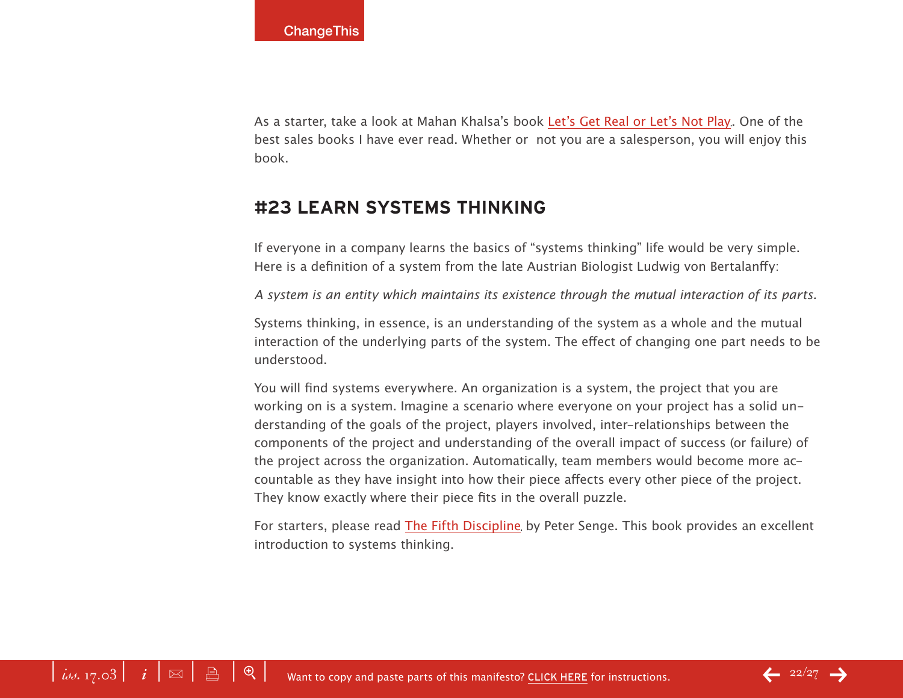As a starter, take a look at Mahan Khalsa's book Let's Get Real or Let's Not Play. One of the best sales books I have ever read. Whether or not you are a salesperson, you will enjoy this book.

## #23 LEARN SYSTEMS THINKING

If everyone in a company learns the basics of "systems thinking" life would be very simple. Here is a definition of a system from the late Austrian Biologist Ludwig von Bertalanffy:

*A system is an entity which maintains its existence through the mutual interaction of its parts.*

Systems thinking, in essence, is an understanding of the system as a whole and the mutual interaction of the underlying parts of the system. The effect of changing one part needs to be understood.

You will find systems everywhere. An organization is a system, the project that you are working on is a system. Imagine a scenario where everyone on your project has a solid understanding of the goals of the project, players involved, inter-relationships between the components of the project and understanding of the overall impact of success (or failure) of the project across the organization. Automatically, team members would become more accountable as they have insight into how their piece affects every other piece of the project. They know exactly where their piece fits in the overall puzzle.

For starters, please read The Fifth Discipline by Peter Senge. This book provides an excellent introduction to systems thinking.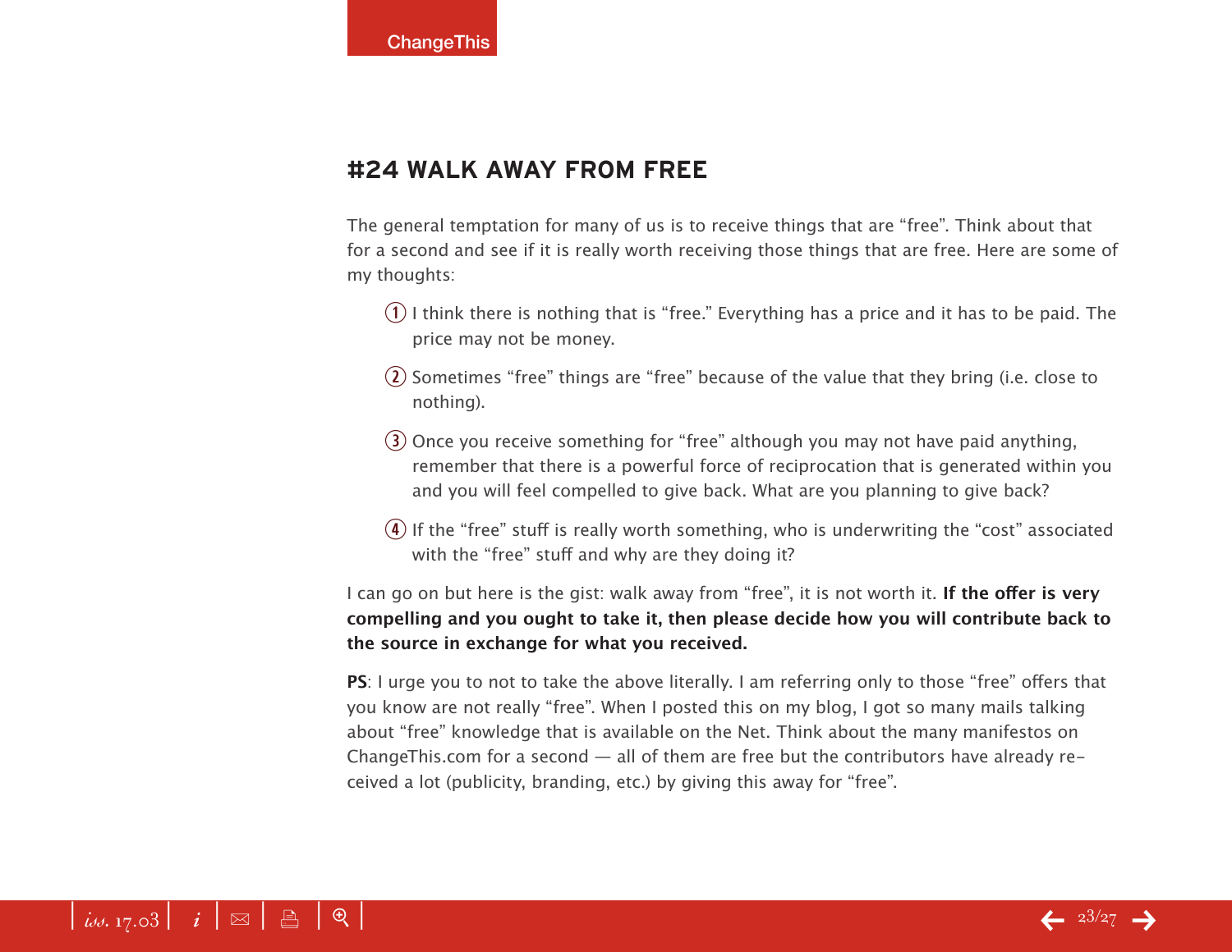## #24 WALK AWAY FROM FREE

The general temptation for many of us is to receive things that are "free". Think about that for a second and see if it is really worth receiving those things that are free. Here are some of my thoughts:

1. I think there is nothing that is "free." Everything has a price and it has to be paid. The price may not be money.
2. Sometimes "free" things are "free" because of the value that they bring (i.e. close to nothing).
3. Once you receive something for "free" although you may not have paid anything, remember that there is a powerful force of reciprocation that is generated within you and you will feel compelled to give back. What are you planning to give back?
4. If the "free" stuff is really worth something, who is underwriting the "cost" associated with the "free" stuff and why are they doing it?

I can go on but here is the gist: walk away from "free", it is not worth it. **If the offer is very compelling and you ought to take it, then please decide how you will contribute back to the source in exchange for what you received.**

**PS**: I urge you to not to take the above literally. I am referring only to those "free" offers that you know are not really "free". When I posted this on my blog, I got so many mails talking about "free" knowledge that is available on the Net. Think about the many manifestos on ChangeThis.com for a second — all of them are free but the contributors have already received a lot (publicity, branding, etc.) by giving this away for "free".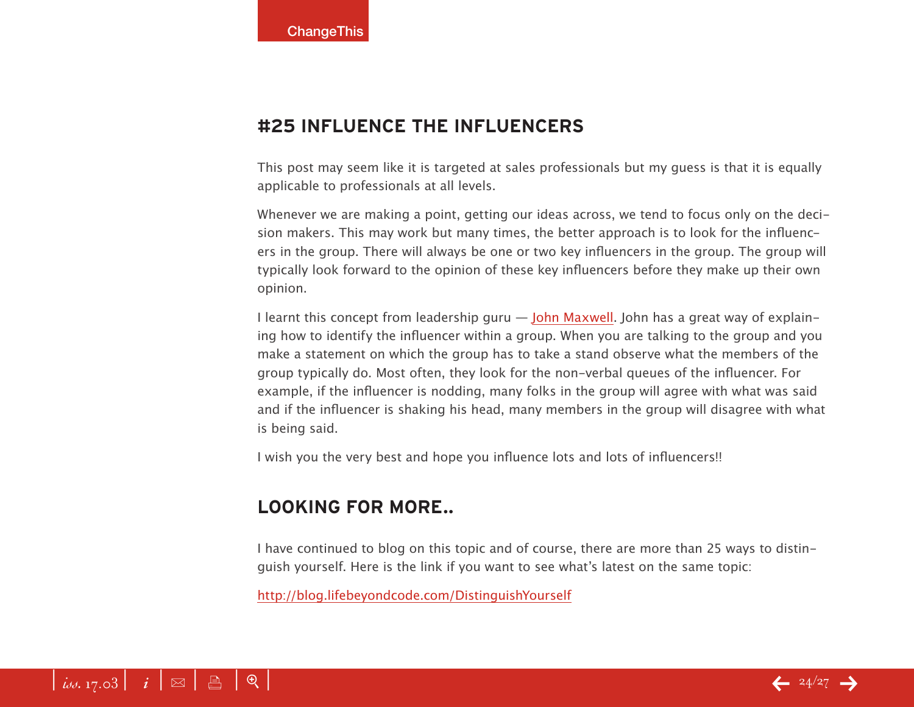## #25 INFLUENCE THE INFLUENCERS

This post may seem like it is targeted at sales professionals but my guess is that it is equally applicable to professionals at all levels.

Whenever we are making a point, getting our ideas across, we tend to focus only on the decision makers. This may work but many times, the better approach is to look for the influencers in the group. There will always be one or two key influencers in the group. The group will typically look forward to the opinion of these key influencers before they make up their own opinion.

I learnt this concept from leadership guru — John Maxwell. John has a great way of explaining how to identify the influencer within a group. When you are talking to the group and you make a statement on which the group has to take a stand observe what the members of the group typically do. Most often, they look for the non-verbal queues of the influencer. For example, if the influencer is nodding, many folks in the group will agree with what was said and if the influencer is shaking his head, many members in the group will disagree with what is being said.

I wish you the very best and hope you influence lots and lots of influencers!!

## LOOKING FOR MORE..

I have continued to blog on this topic and of course, there are more than 25 ways to distinguish yourself. Here is the link if you want to see what's latest on the same topic:

http://blog.lifebeyondcode.com/DistinguishYourself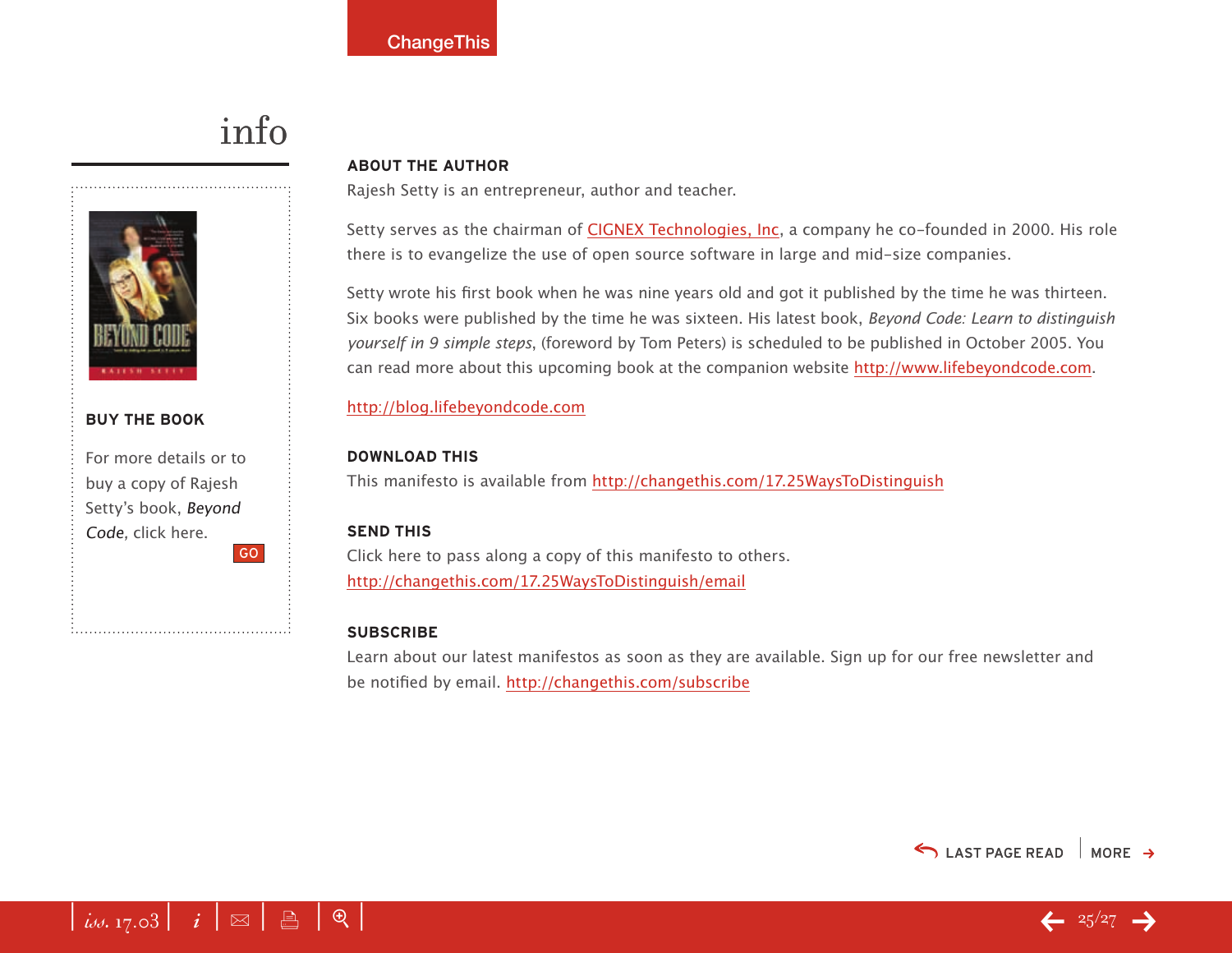# info

## BUY THE BOOK

For more details or to buy a copy of Rajesh Setty's book, *Beyond Code*, click here.

GO

## ABOUT THE AUTHOR

Rajesh Setty is an entrepreneur, author and teacher.

Setty serves as the chairman of CIGNEX Technologies, Inc, a company he co-founded in 2000. His role there is to evangelize the use of open source software in large and mid-size companies.

Setty wrote his first book when he was nine years old and got it published by the time he was thirteen. Six books were published by the time he was sixteen. His latest book, *Beyond Code: Learn to distinguish yourself in 9 simple steps*, (foreword by Tom Peters) is scheduled to be published in October 2005. You can read more about this upcoming book at the companion website http://www.lifebeyondcode.com.

http://blog.lifebeyondcode.com

## DOWNLOAD THIS

This manifesto is available from http://changethis.com/17.25WaysToDistinguish

## SEND THIS

Click here to pass along a copy of this manifesto to others.
http://changethis.com/17.25WaysToDistinguish/email

## SUBSCRIBE

Learn about our latest manifestos as soon as they are available. Sign up for our free newsletter and be notified by email. http://changethis.com/subscribe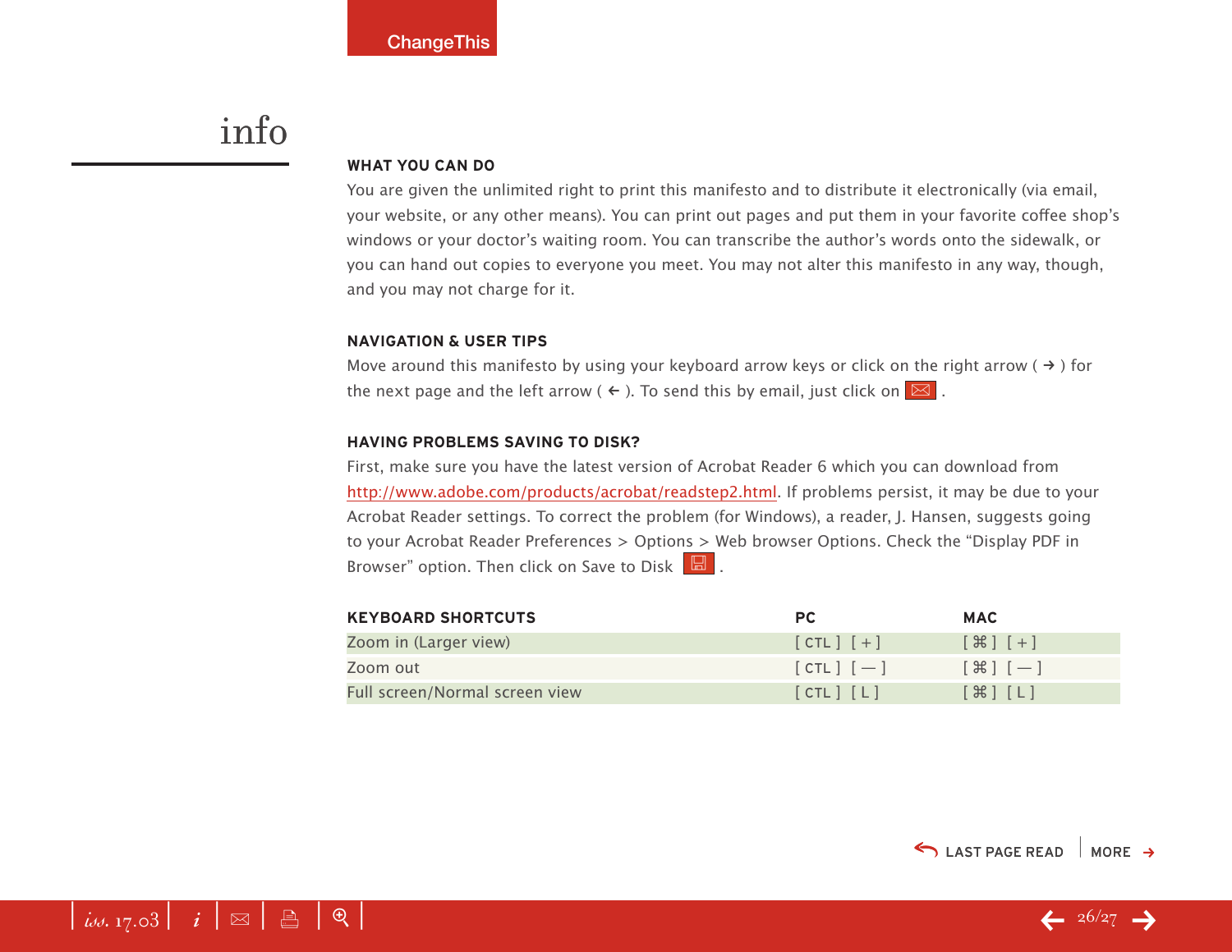# info

### WHAT YOU CAN DO

You are given the unlimited right to print this manifesto and to distribute it electronically (via email, your website, or any other means). You can print out pages and put them in your favorite coffee shop's windows or your doctor's waiting room. You can transcribe the author's words onto the sidewalk, or you can hand out copies to everyone you meet. You may not alter this manifesto in any way, though, and you may not charge for it.

### NAVIGATION & USER TIPS

Move around this manifesto by using your keyboard arrow keys or click on the right arrow ( → ) for the next page and the left arrow ( ← ). To send this by email, just click on ✉ .

### HAVING PROBLEMS SAVING TO DISK?

First, make sure you have the latest version of Acrobat Reader 6 which you can download from http://www.adobe.com/products/acrobat/readstep2.html. If problems persist, it may be due to your Acrobat Reader settings. To correct the problem (for Windows), a reader, J. Hansen, suggests going to your Acrobat Reader Preferences > Options > Web browser Options. Check the "Display PDF in Browser" option. Then click on Save to Disk .

| KEYBOARD SHORTCUTS | PC | MAC |
|---|---|---|
| Zoom in (Larger view) | [ CTL ] [ + ] | [ ⌘ ] [ + ] |
| Zoom out | [ CTL ] [ — ] | [ ⌘ ] [ — ] |
| Full screen/Normal screen view | [ CTL ] [ L ] | [ ⌘ ] [ L ] |

LAST PAGE READ | MORE →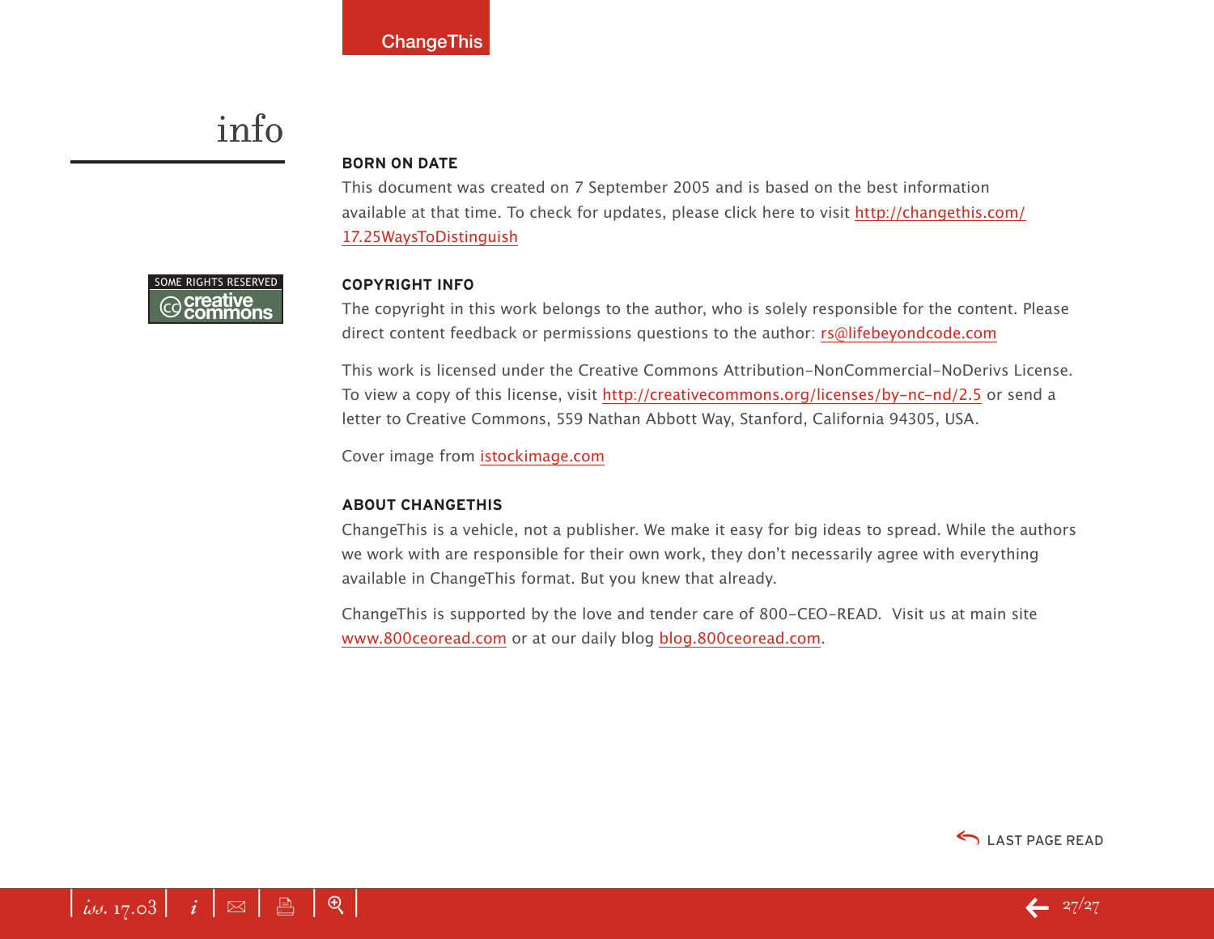# info

### BORN ON DATE

This document was created on 7 September 2005 and is based on the best information available at that time. To check for updates, please click here to visit http://changethis.com/17.25WaysToDistinguish

### COPYRIGHT INFO

SOME RIGHTS RESERVED
creative commons

The copyright in this work belongs to the author, who is solely responsible for the content. Please direct content feedback or permissions questions to the author: rs@lifebeyondcode.com

This work is licensed under the Creative Commons Attribution-NonCommercial-NoDerivs License. To view a copy of this license, visit http://creativecommons.org/licenses/by-nc-nd/2.5 or send a letter to Creative Commons, 559 Nathan Abbott Way, Stanford, California 94305, USA.

Cover image from istockimage.com

### ABOUT CHANGETHIS

ChangeThis is a vehicle, not a publisher. We make it easy for big ideas to spread. While the authors we work with are responsible for their own work, they don't necessarily agree with everything available in ChangeThis format. But you knew that already.

ChangeThis is supported by the love and tender care of 800-CEO-READ. Visit us at main site www.800ceoread.com or at our daily blog blog.800ceoread.com.